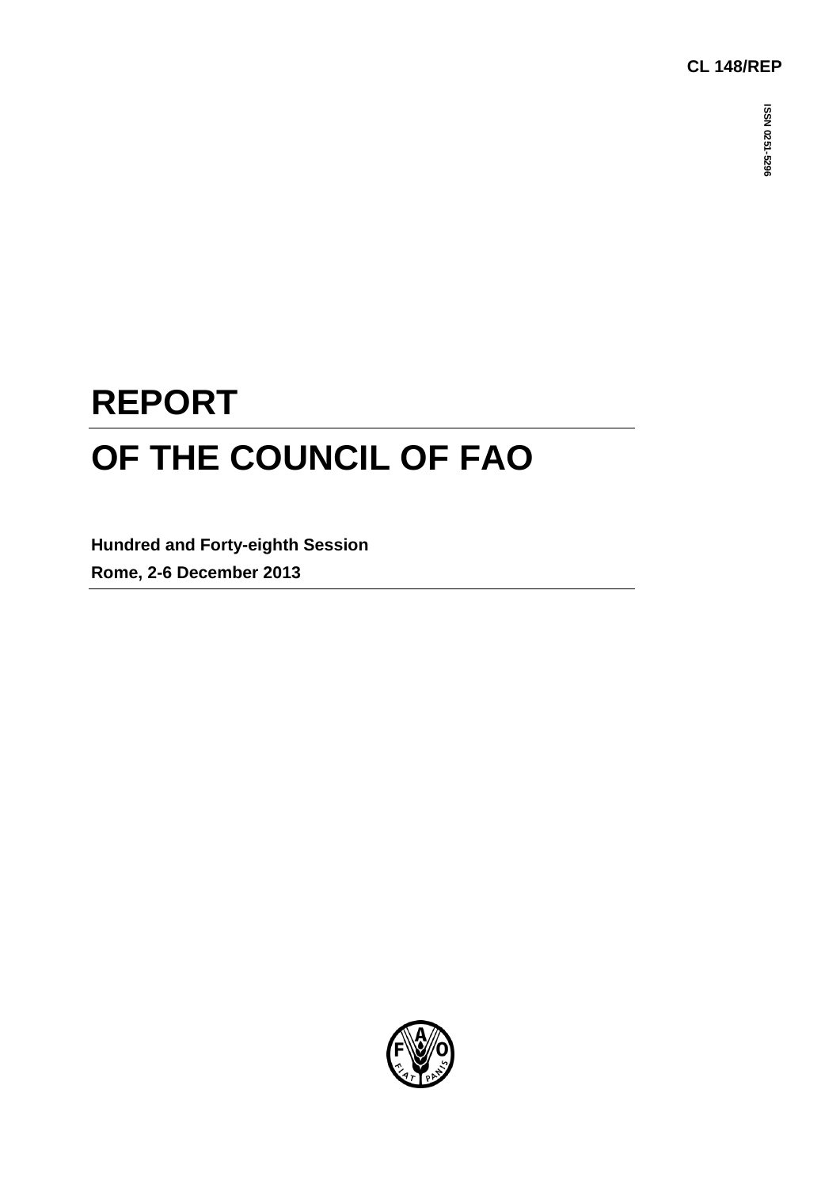CL 148/REP

ISSN 0251-5296

# REPORT

# OF THE COUNCIL OF FAO

**Hundred and Forty-eighth Session**

**Rome, 2-6 December 2013**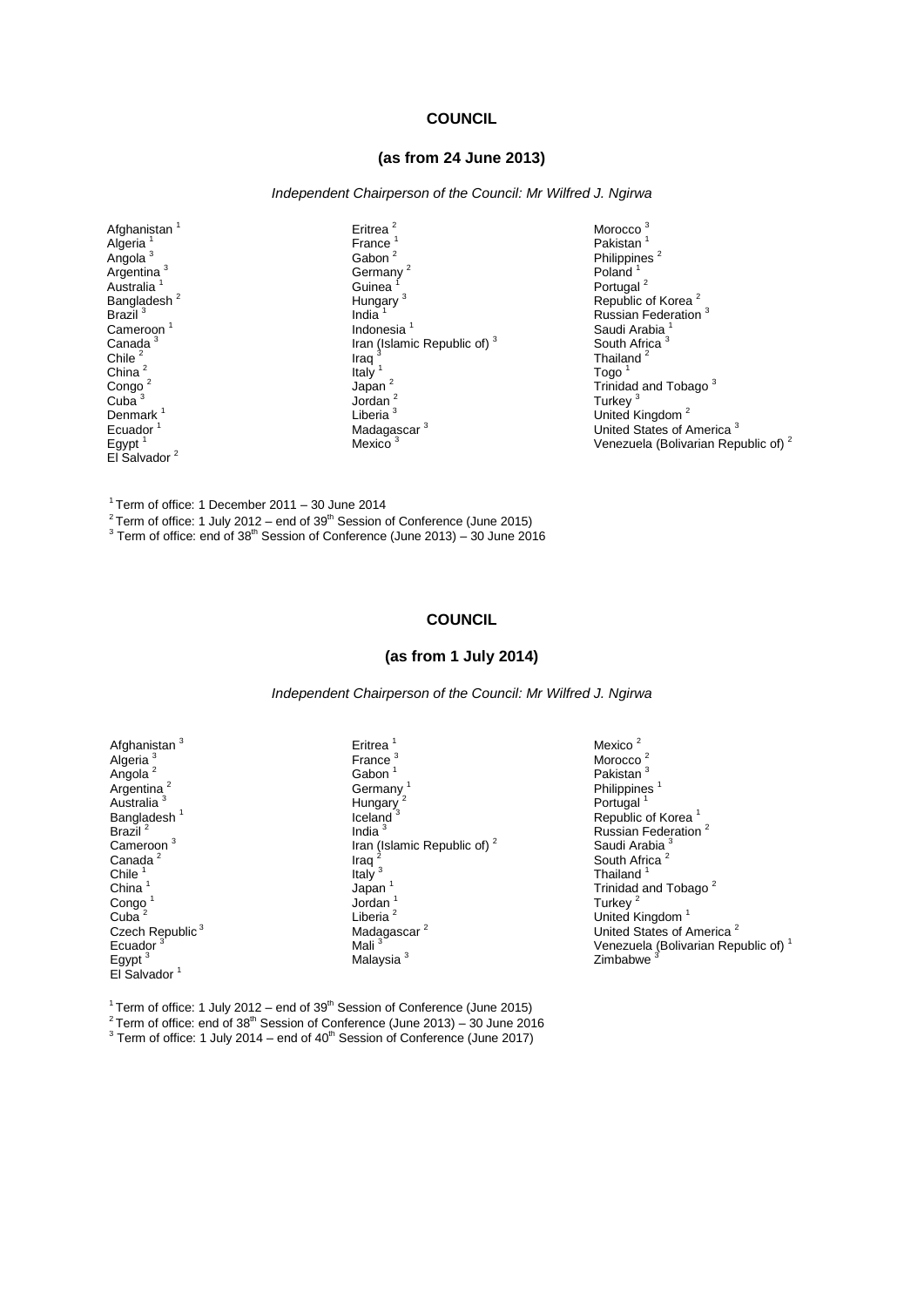## COUNCIL

### (as from 24 June 2013)

*Independent Chairperson of the Council: Mr Wilfred J. Ngirwa*

Afghanistan [1]
Algeria [1]
Angola [3]
Argentina [3]
Australia [1]
Bangladesh [2]
Brazil [3]
Cameroon [1]
Canada [3]
Chile [2]
China [2]
Congo [2]
Cuba [3]
Denmark [1]
Ecuador [1]
Egypt [1]
El Salvador [2]
Eritrea [2]
France [1]
Gabon [2]
Germany [2]
Guinea [1]
Hungary [3]
India [1]
Indonesia [1]
Iran (Islamic Republic of) [3]
Iraq [3]
Italy [1]
Japan [2]
Jordan [2]
Liberia [3]
Madagascar [3]
Mexico [3]
Morocco [3]
Pakistan [1]
Philippines [2]
Poland [1]
Portugal [2]
Republic of Korea [2]
Russian Federation [3]
Saudi Arabia [1]
South Africa [3]
Thailand [2]
Togo [1]
Trinidad and Tobago [3]
Turkey [3]
United Kingdom [2]
United States of America [3]
Venezuela (Bolivarian Republic of) [2]

[1] Term of office: 1 December 2011 – 30 June 2014
[2] Term of office: 1 July 2012 – end of 39th Session of Conference (June 2015)
[3] Term of office: end of 38th Session of Conference (June 2013) – 30 June 2016

## COUNCIL

### (as from 1 July 2014)

*Independent Chairperson of the Council: Mr Wilfred J. Ngirwa*

Afghanistan [3]
Algeria [3]
Angola [2]
Argentina [2]
Australia [3]
Bangladesh [1]
Brazil [2]
Cameroon [3]
Canada [2]
Chile [1]
China [1]
Congo [1]
Cuba [2]
Czech Republic [3]
Ecuador [3]
Egypt [3]
El Salvador [1]
Eritrea [1]
France [3]
Gabon [1]
Germany [1]
Hungary [2]
Iceland [3]
India [3]
Iran (Islamic Republic of) [2]
Iraq [2]
Italy [3]
Japan [1]
Jordan [1]
Liberia [2]
Madagascar [2]
Mali [3]
Malaysia [3]
Mexico [2]
Morocco [2]
Pakistan [3]
Philippines [1]
Portugal [1]
Republic of Korea [1]
Russian Federation [2]
Saudi Arabia [3]
South Africa [2]
Thailand [1]
Trinidad and Tobago [2]
Turkey [2]
United Kingdom [1]
United States of America [2]
Venezuela (Bolivarian Republic of) [1]
Zimbabwe [3]

[1] Term of office: 1 July 2012 – end of 39th Session of Conference (June 2015)
[2] Term of office: end of 38th Session of Conference (June 2013) – 30 June 2016
[3] Term of office: 1 July 2014 – end of 40th Session of Conference (June 2017)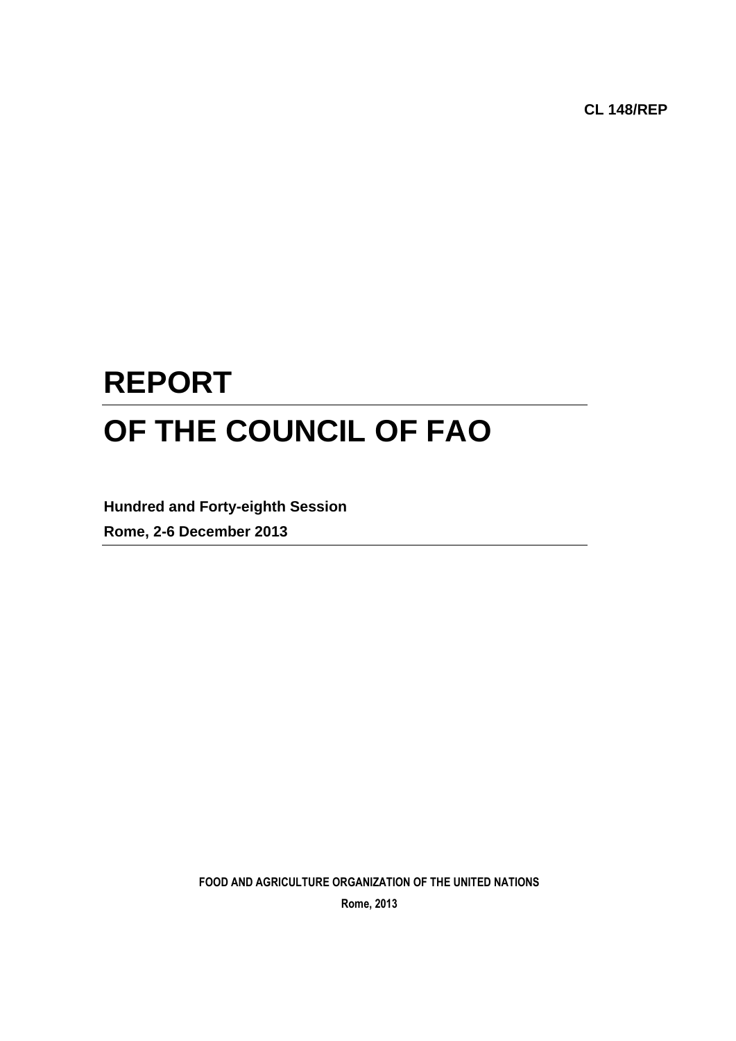CL 148/REP

# REPORT

# OF THE COUNCIL OF FAO

**Hundred and Forty-eighth Session**

**Rome, 2-6 December 2013**

**FOOD AND AGRICULTURE ORGANIZATION OF THE UNITED NATIONS**

**Rome, 2013**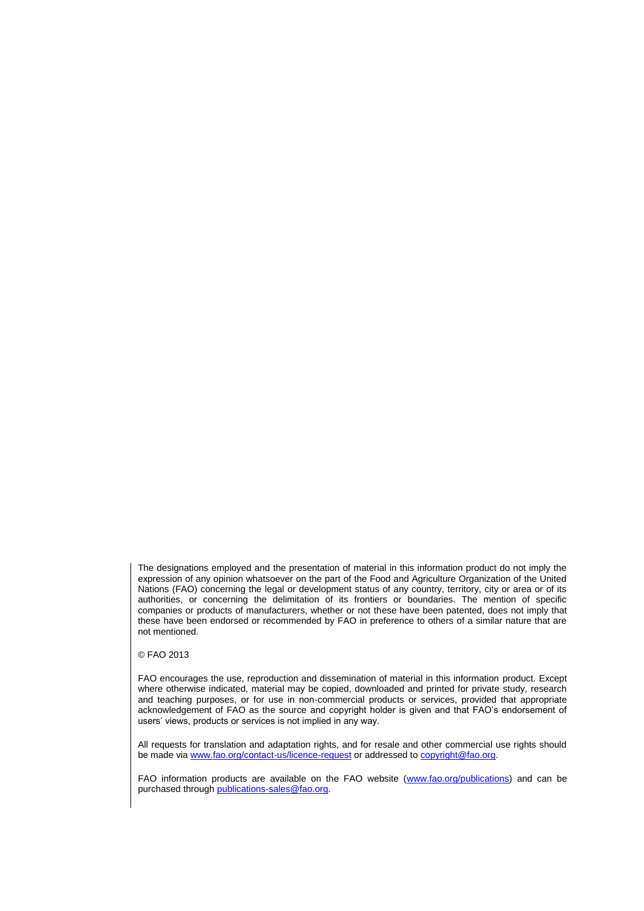The designations employed and the presentation of material in this information product do not imply the expression of any opinion whatsoever on the part of the Food and Agriculture Organization of the United Nations (FAO) concerning the legal or development status of any country, territory, city or area or of its authorities, or concerning the delimitation of its frontiers or boundaries. The mention of specific companies or products of manufacturers, whether or not these have been patented, does not imply that these have been endorsed or recommended by FAO in preference to others of a similar nature that are not mentioned.

© FAO 2013

FAO encourages the use, reproduction and dissemination of material in this information product. Except where otherwise indicated, material may be copied, downloaded and printed for private study, research and teaching purposes, or for use in non-commercial products or services, provided that appropriate acknowledgement of FAO as the source and copyright holder is given and that FAO's endorsement of users' views, products or services is not implied in any way.

All requests for translation and adaptation rights, and for resale and other commercial use rights should be made via www.fao.org/contact-us/licence-request or addressed to copyright@fao.org.

FAO information products are available on the FAO website (www.fao.org/publications) and can be purchased through publications-sales@fao.org.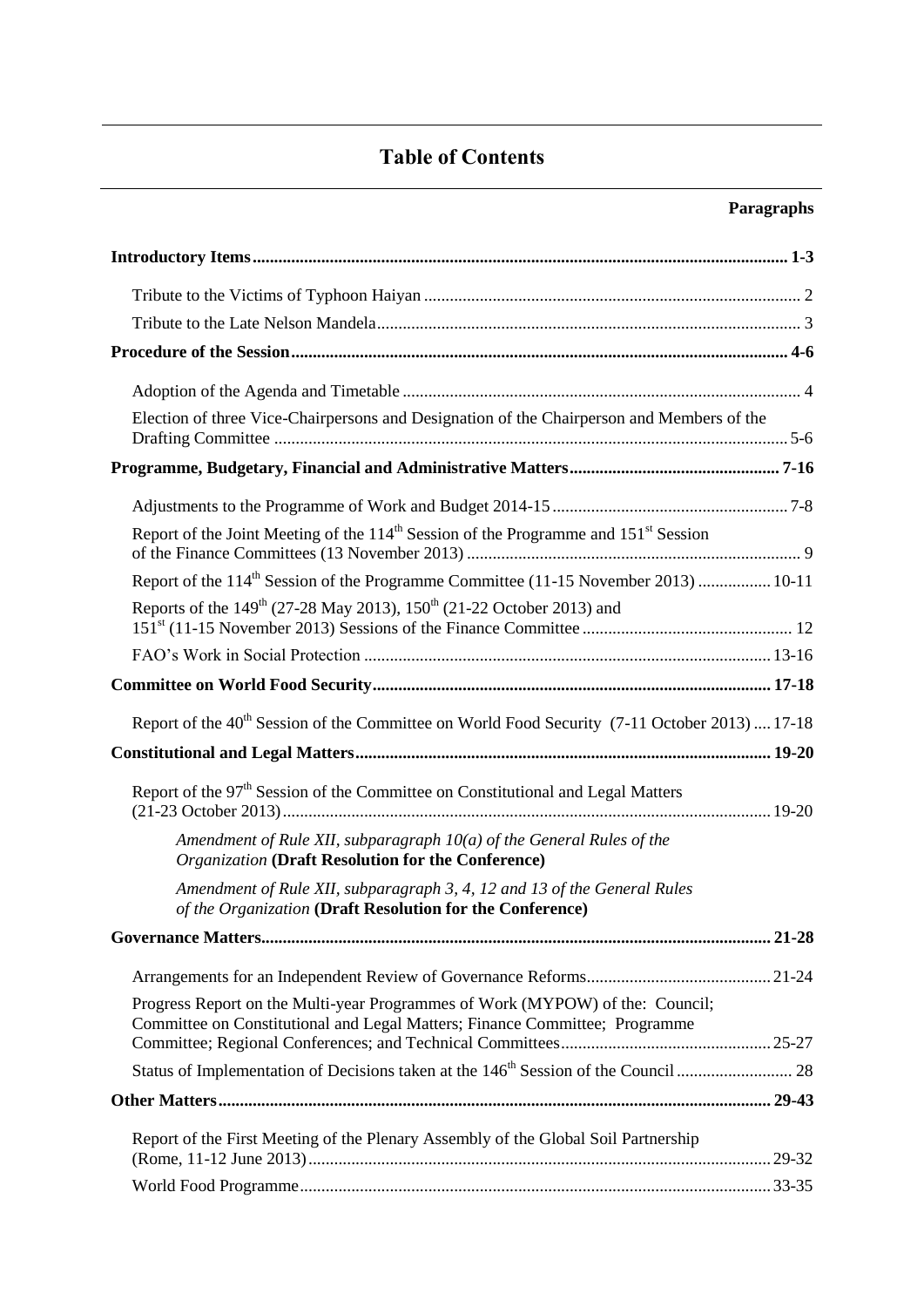# Table of Contents

**Paragraphs**

| | |
|---|---|
| **Introductory Items** | **1-3** |
| Tribute to the Victims of Typhoon Haiyan | 2 |
| Tribute to the Late Nelson Mandela | 3 |
| **Procedure of the Session** | **4-6** |
| Adoption of the Agenda and Timetable | 4 |
| Election of three Vice-Chairpersons and Designation of the Chairperson and Members of the Drafting Committee | 5-6 |
| **Programme, Budgetary, Financial and Administrative Matters** | **7-16** |
| Adjustments to the Programme of Work and Budget 2014-15 | 7-8 |
| Report of the Joint Meeting of the 114th Session of the Programme and 151st Session of the Finance Committees (13 November 2013) | 9 |
| Report of the 114th Session of the Programme Committee (11-15 November 2013) | 10-11 |
| Reports of the 149th (27-28 May 2013), 150th (21-22 October 2013) and 151st (11-15 November 2013) Sessions of the Finance Committee | 12 |
| FAO's Work in Social Protection | 13-16 |
| **Committee on World Food Security** | **17-18** |
| Report of the 40th Session of the Committee on World Food Security (7-11 October 2013) | 17-18 |
| **Constitutional and Legal Matters** | **19-20** |
| Report of the 97th Session of the Committee on Constitutional and Legal Matters (21-23 October 2013) | 19-20 |
| *Amendment of Rule XII, subparagraph 10(a) of the General Rules of the Organization* **(Draft Resolution for the Conference)** | |
| *Amendment of Rule XII, subparagraph 3, 4, 12 and 13 of the General Rules of the Organization* **(Draft Resolution for the Conference)** | |
| **Governance Matters** | **21-28** |
| Arrangements for an Independent Review of Governance Reforms | 21-24 |
| Progress Report on the Multi-year Programmes of Work (MYPOW) of the: Council; Committee on Constitutional and Legal Matters; Finance Committee; Programme Committee; Regional Conferences; and Technical Committees | 25-27 |
| Status of Implementation of Decisions taken at the 146th Session of the Council | 28 |
| **Other Matters** | **29-43** |
| Report of the First Meeting of the Plenary Assembly of the Global Soil Partnership (Rome, 11-12 June 2013) | 29-32 |
| World Food Programme | 33-35 |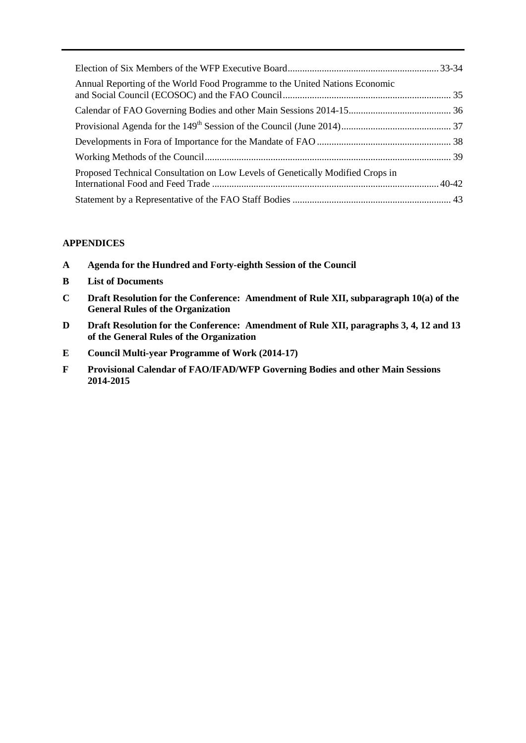| | |
|---|---|
| Election of Six Members of the WFP Executive Board | 33-34 |
| Annual Reporting of the World Food Programme to the United Nations Economic and Social Council (ECOSOC) and the FAO Council | 35 |
| Calendar of FAO Governing Bodies and other Main Sessions 2014-15 | 36 |
| Provisional Agenda for the 149th Session of the Council (June 2014) | 37 |
| Developments in Fora of Importance for the Mandate of FAO | 38 |
| Working Methods of the Council | 39 |
| Proposed Technical Consultation on Low Levels of Genetically Modified Crops in International Food and Feed Trade | 40-42 |
| Statement by a Representative of the FAO Staff Bodies | 43 |

**APPENDICES**

**A** **Agenda for the Hundred and Forty-eighth Session of the Council**

**B** **List of Documents**

**C** **Draft Resolution for the Conference: Amendment of Rule XII, subparagraph 10(a) of the General Rules of the Organization**

**D** **Draft Resolution for the Conference: Amendment of Rule XII, paragraphs 3, 4, 12 and 13 of the General Rules of the Organization**

**E** **Council Multi-year Programme of Work (2014-17)**

**F** **Provisional Calendar of FAO/IFAD/WFP Governing Bodies and other Main Sessions 2014-2015**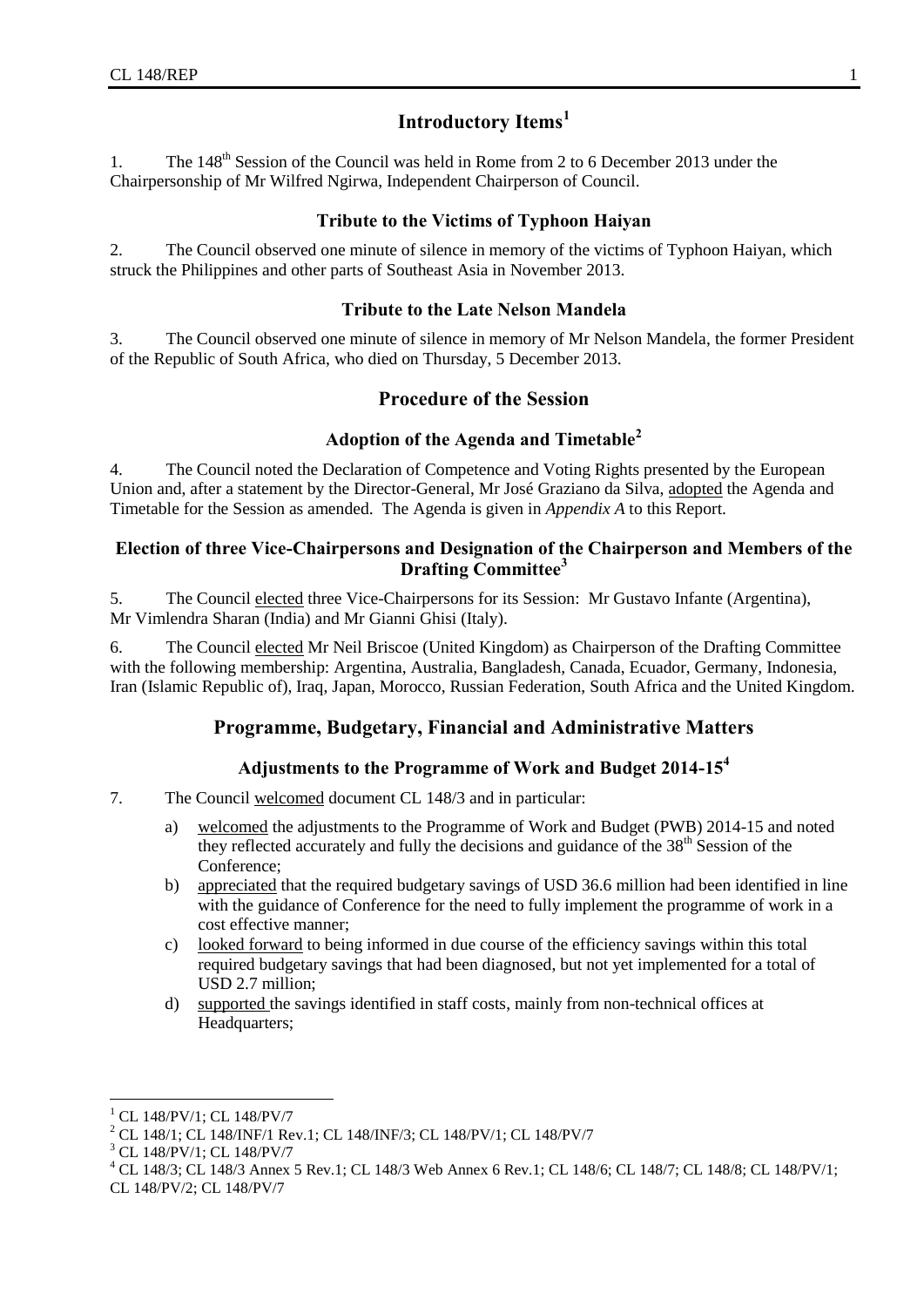## Introductory Items[1]

1. The 148th Session of the Council was held in Rome from 2 to 6 December 2013 under the Chairpersonship of Mr Wilfred Ngirwa, Independent Chairperson of Council.

### Tribute to the Victims of Typhoon Haiyan

2. The Council observed one minute of silence in memory of the victims of Typhoon Haiyan, which struck the Philippines and other parts of Southeast Asia in November 2013.

### Tribute to the Late Nelson Mandela

3. The Council observed one minute of silence in memory of Mr Nelson Mandela, the former President of the Republic of South Africa, who died on Thursday, 5 December 2013.

## Procedure of the Session

### Adoption of the Agenda and Timetable[2]

4. The Council noted the Declaration of Competence and Voting Rights presented by the European Union and, after a statement by the Director-General, Mr José Graziano da Silva, adopted the Agenda and Timetable for the Session as amended. The Agenda is given in *Appendix A* to this Report.

### Election of three Vice-Chairpersons and Designation of the Chairperson and Members of the Drafting Committee[3]

5. The Council elected three Vice-Chairpersons for its Session: Mr Gustavo Infante (Argentina), Mr Vimlendra Sharan (India) and Mr Gianni Ghisi (Italy).

6. The Council elected Mr Neil Briscoe (United Kingdom) as Chairperson of the Drafting Committee with the following membership: Argentina, Australia, Bangladesh, Canada, Ecuador, Germany, Indonesia, Iran (Islamic Republic of), Iraq, Japan, Morocco, Russian Federation, South Africa and the United Kingdom.

## Programme, Budgetary, Financial and Administrative Matters

### Adjustments to the Programme of Work and Budget 2014-15[4]

7. The Council welcomed document CL 148/3 and in particular:

a) welcomed the adjustments to the Programme of Work and Budget (PWB) 2014-15 and noted they reflected accurately and fully the decisions and guidance of the 38th Session of the Conference;

b) appreciated that the required budgetary savings of USD 36.6 million had been identified in line with the guidance of Conference for the need to fully implement the programme of work in a cost effective manner;

c) looked forward to being informed in due course of the efficiency savings within this total required budgetary savings that had been diagnosed, but not yet implemented for a total of USD 2.7 million;

d) supported the savings identified in staff costs, mainly from non-technical offices at Headquarters;

---

[1] CL 148/PV/1; CL 148/PV/7

[2] CL 148/1; CL 148/INF/1 Rev.1; CL 148/INF/3; CL 148/PV/1; CL 148/PV/7

[3] CL 148/PV/1; CL 148/PV/7

[4] CL 148/3; CL 148/3 Annex 5 Rev.1; CL 148/3 Web Annex 6 Rev.1; CL 148/6; CL 148/7; CL 148/8; CL 148/PV/1; CL 148/PV/2; CL 148/PV/7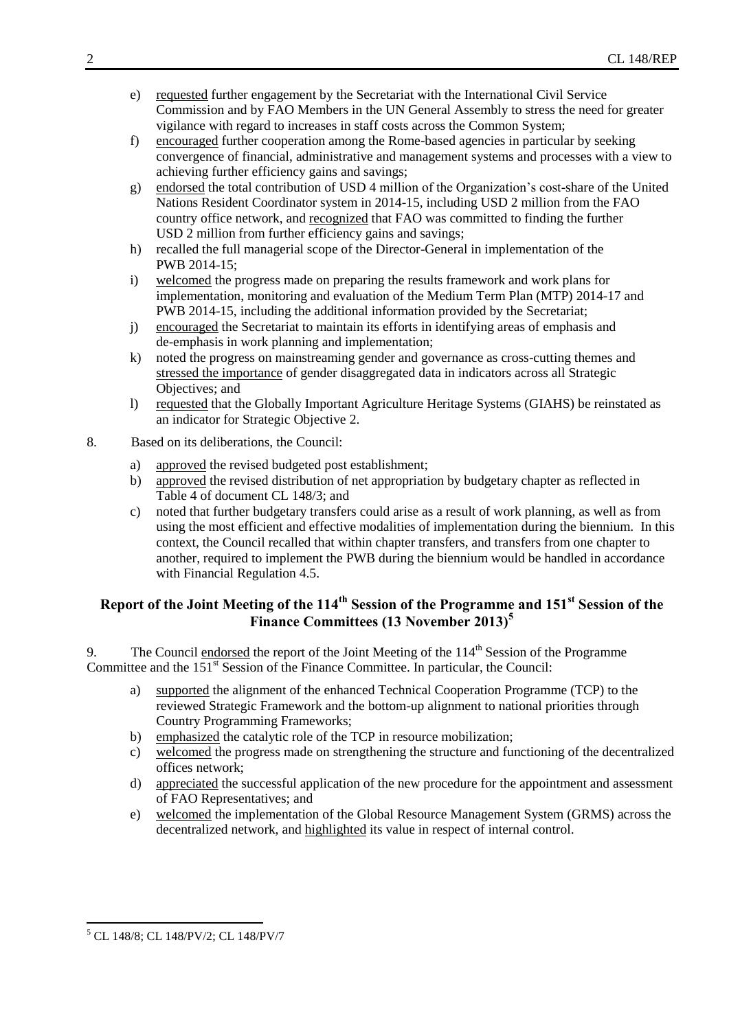e) requested further engagement by the Secretariat with the International Civil Service Commission and by FAO Members in the UN General Assembly to stress the need for greater vigilance with regard to increases in staff costs across the Common System;
f) encouraged further cooperation among the Rome-based agencies in particular by seeking convergence of financial, administrative and management systems and processes with a view to achieving further efficiency gains and savings;
g) endorsed the total contribution of USD 4 million of the Organization's cost-share of the United Nations Resident Coordinator system in 2014-15, including USD 2 million from the FAO country office network, and recognized that FAO was committed to finding the further USD 2 million from further efficiency gains and savings;
h) recalled the full managerial scope of the Director-General in implementation of the PWB 2014-15;
i) welcomed the progress made on preparing the results framework and work plans for implementation, monitoring and evaluation of the Medium Term Plan (MTP) 2014-17 and PWB 2014-15, including the additional information provided by the Secretariat;
j) encouraged the Secretariat to maintain its efforts in identifying areas of emphasis and de-emphasis in work planning and implementation;
k) noted the progress on mainstreaming gender and governance as cross-cutting themes and stressed the importance of gender disaggregated data in indicators across all Strategic Objectives; and
l) requested that the Globally Important Agriculture Heritage Systems (GIAHS) be reinstated as an indicator for Strategic Objective 2.

8. Based on its deliberations, the Council:

a) approved the revised budgeted post establishment;
b) approved the revised distribution of net appropriation by budgetary chapter as reflected in Table 4 of document CL 148/3; and
c) noted that further budgetary transfers could arise as a result of work planning, as well as from using the most efficient and effective modalities of implementation during the biennium. In this context, the Council recalled that within chapter transfers, and transfers from one chapter to another, required to implement the PWB during the biennium would be handled in accordance with Financial Regulation 4.5.

## Report of the Joint Meeting of the 114th Session of the Programme and 151st Session of the Finance Committees (13 November 2013)[5]

9. The Council endorsed the report of the Joint Meeting of the 114th Session of the Programme Committee and the 151st Session of the Finance Committee. In particular, the Council:

a) supported the alignment of the enhanced Technical Cooperation Programme (TCP) to the reviewed Strategic Framework and the bottom-up alignment to national priorities through Country Programming Frameworks;
b) emphasized the catalytic role of the TCP in resource mobilization;
c) welcomed the progress made on strengthening the structure and functioning of the decentralized offices network;
d) appreciated the successful application of the new procedure for the appointment and assessment of FAO Representatives; and
e) welcomed the implementation of the Global Resource Management System (GRMS) across the decentralized network, and highlighted its value in respect of internal control.

[5] CL 148/8; CL 148/PV/2; CL 148/PV/7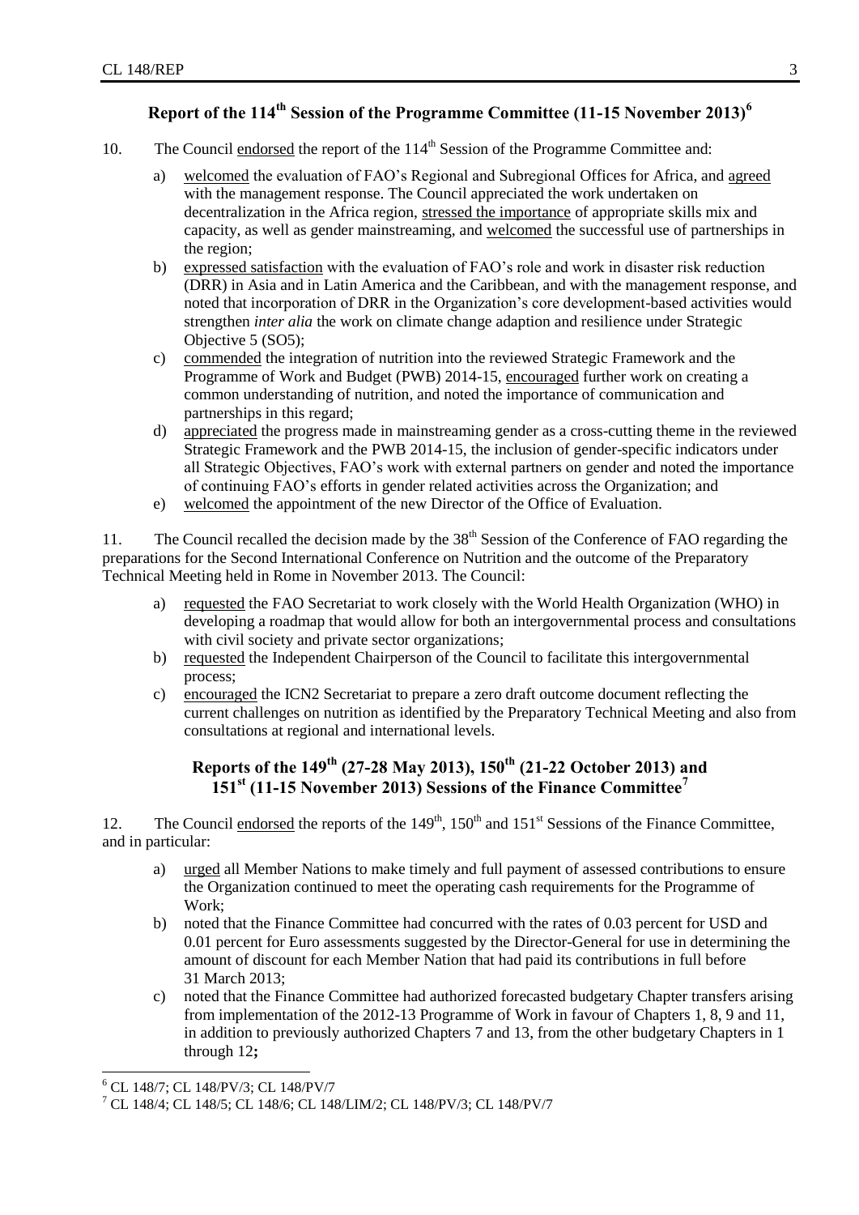## Report of the 114th Session of the Programme Committee (11-15 November 2013)[6]

10. The Council endorsed the report of the 114th Session of the Programme Committee and:

a) welcomed the evaluation of FAO's Regional and Subregional Offices for Africa, and agreed with the management response. The Council appreciated the work undertaken on decentralization in the Africa region, stressed the importance of appropriate skills mix and capacity, as well as gender mainstreaming, and welcomed the successful use of partnerships in the region;

b) expressed satisfaction with the evaluation of FAO's role and work in disaster risk reduction (DRR) in Asia and in Latin America and the Caribbean, and with the management response, and noted that incorporation of DRR in the Organization's core development-based activities would strengthen *inter alia* the work on climate change adaption and resilience under Strategic Objective 5 (SO5);

c) commended the integration of nutrition into the reviewed Strategic Framework and the Programme of Work and Budget (PWB) 2014-15, encouraged further work on creating a common understanding of nutrition, and noted the importance of communication and partnerships in this regard;

d) appreciated the progress made in mainstreaming gender as a cross-cutting theme in the reviewed Strategic Framework and the PWB 2014-15, the inclusion of gender-specific indicators under all Strategic Objectives, FAO's work with external partners on gender and noted the importance of continuing FAO's efforts in gender related activities across the Organization; and

e) welcomed the appointment of the new Director of the Office of Evaluation.

11. The Council recalled the decision made by the 38th Session of the Conference of FAO regarding the preparations for the Second International Conference on Nutrition and the outcome of the Preparatory Technical Meeting held in Rome in November 2013. The Council:

a) requested the FAO Secretariat to work closely with the World Health Organization (WHO) in developing a roadmap that would allow for both an intergovernmental process and consultations with civil society and private sector organizations;

b) requested the Independent Chairperson of the Council to facilitate this intergovernmental process;

c) encouraged the ICN2 Secretariat to prepare a zero draft outcome document reflecting the current challenges on nutrition as identified by the Preparatory Technical Meeting and also from consultations at regional and international levels.

## Reports of the 149th (27-28 May 2013), 150th (21-22 October 2013) and 151st (11-15 November 2013) Sessions of the Finance Committee[7]

12. The Council endorsed the reports of the 149th, 150th and 151st Sessions of the Finance Committee, and in particular:

a) urged all Member Nations to make timely and full payment of assessed contributions to ensure the Organization continued to meet the operating cash requirements for the Programme of Work;

b) noted that the Finance Committee had concurred with the rates of 0.03 percent for USD and 0.01 percent for Euro assessments suggested by the Director-General for use in determining the amount of discount for each Member Nation that had paid its contributions in full before 31 March 2013;

c) noted that the Finance Committee had authorized forecasted budgetary Chapter transfers arising from implementation of the 2012-13 Programme of Work in favour of Chapters 1, 8, 9 and 11, in addition to previously authorized Chapters 7 and 13, from the other budgetary Chapters in 1 through 12**;**

---

[6] CL 148/7; CL 148/PV/3; CL 148/PV/7

[7] CL 148/4; CL 148/5; CL 148/6; CL 148/LIM/2; CL 148/PV/3; CL 148/PV/7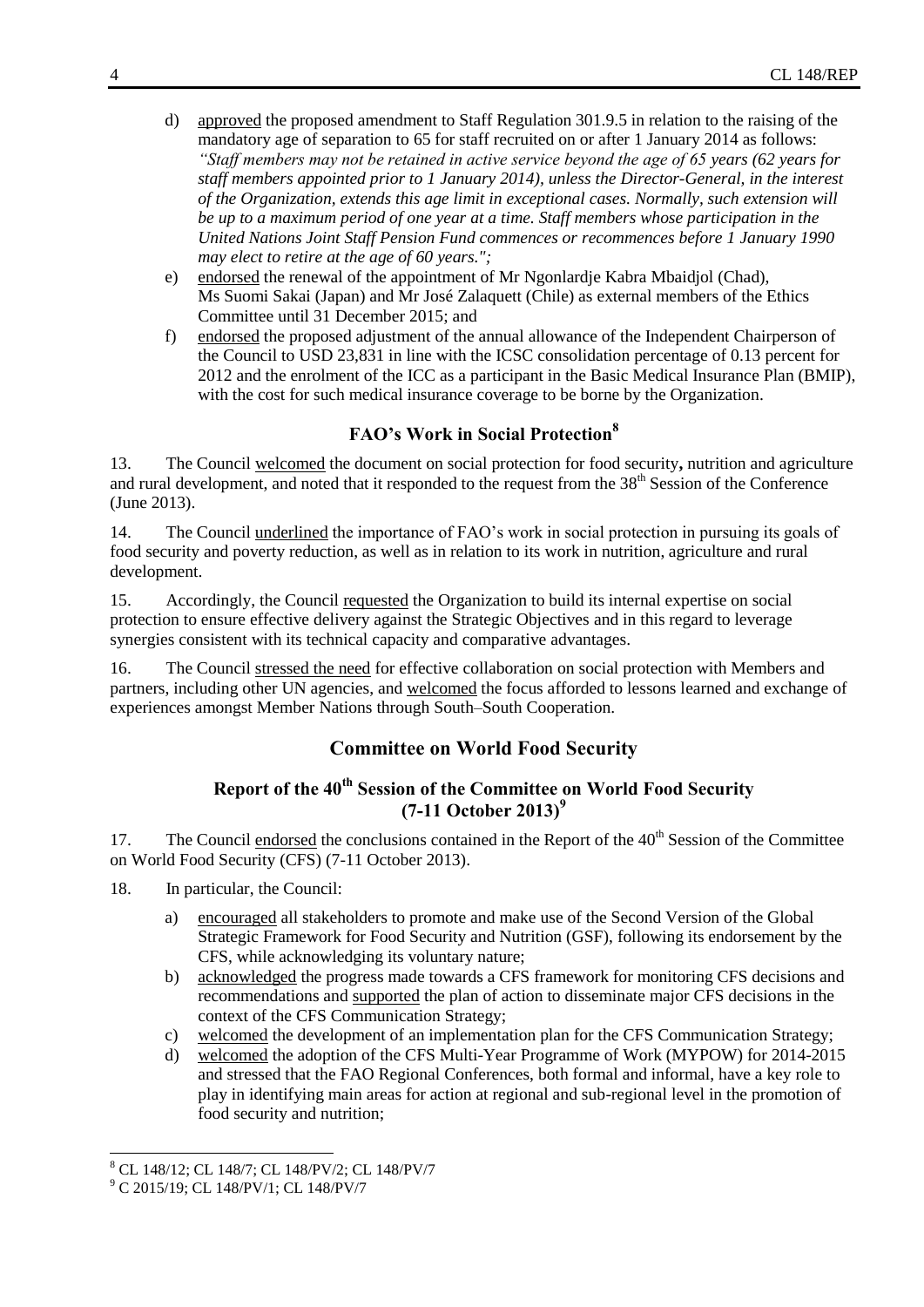d) approved the proposed amendment to Staff Regulation 301.9.5 in relation to the raising of the mandatory age of separation to 65 for staff recruited on or after 1 January 2014 as follows: *"Staff members may not be retained in active service beyond the age of 65 years (62 years for staff members appointed prior to 1 January 2014), unless the Director-General, in the interest of the Organization, extends this age limit in exceptional cases. Normally, such extension will be up to a maximum period of one year at a time. Staff members whose participation in the United Nations Joint Staff Pension Fund commences or recommences before 1 January 1990 may elect to retire at the age of 60 years.";*

e) endorsed the renewal of the appointment of Mr Ngonlardje Kabra Mbaidjol (Chad), Ms Suomi Sakai (Japan) and Mr José Zalaquett (Chile) as external members of the Ethics Committee until 31 December 2015; and

f) endorsed the proposed adjustment of the annual allowance of the Independent Chairperson of the Council to USD 23,831 in line with the ICSC consolidation percentage of 0.13 percent for 2012 and the enrolment of the ICC as a participant in the Basic Medical Insurance Plan (BMIP), with the cost for such medical insurance coverage to be borne by the Organization.

## FAO's Work in Social Protection[8]

13. The Council welcomed the document on social protection for food security, nutrition and agriculture and rural development, and noted that it responded to the request from the 38th Session of the Conference (June 2013).

14. The Council underlined the importance of FAO's work in social protection in pursuing its goals of food security and poverty reduction, as well as in relation to its work in nutrition, agriculture and rural development.

15. Accordingly, the Council requested the Organization to build its internal expertise on social protection to ensure effective delivery against the Strategic Objectives and in this regard to leverage synergies consistent with its technical capacity and comparative advantages.

16. The Council stressed the need for effective collaboration on social protection with Members and partners, including other UN agencies, and welcomed the focus afforded to lessons learned and exchange of experiences amongst Member Nations through South–South Cooperation.

## Committee on World Food Security

### Report of the 40th Session of the Committee on World Food Security (7-11 October 2013)[9]

17. The Council endorsed the conclusions contained in the Report of the 40th Session of the Committee on World Food Security (CFS) (7-11 October 2013).

18. In particular, the Council:

a) encouraged all stakeholders to promote and make use of the Second Version of the Global Strategic Framework for Food Security and Nutrition (GSF), following its endorsement by the CFS, while acknowledging its voluntary nature;

b) acknowledged the progress made towards a CFS framework for monitoring CFS decisions and recommendations and supported the plan of action to disseminate major CFS decisions in the context of the CFS Communication Strategy;

c) welcomed the development of an implementation plan for the CFS Communication Strategy;

d) welcomed the adoption of the CFS Multi-Year Programme of Work (MYPOW) for 2014-2015 and stressed that the FAO Regional Conferences, both formal and informal, have a key role to play in identifying main areas for action at regional and sub-regional level in the promotion of food security and nutrition;

[8] CL 148/12; CL 148/7; CL 148/PV/2; CL 148/PV/7

[9] C 2015/19; CL 148/PV/1; CL 148/PV/7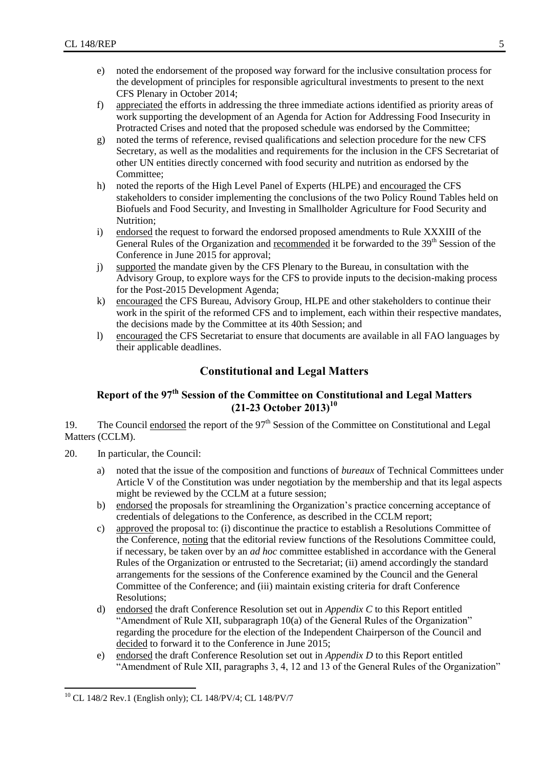e) noted the endorsement of the proposed way forward for the inclusive consultation process for the development of principles for responsible agricultural investments to present to the next CFS Plenary in October 2014;
f) appreciated the efforts in addressing the three immediate actions identified as priority areas of work supporting the development of an Agenda for Action for Addressing Food Insecurity in Protracted Crises and noted that the proposed schedule was endorsed by the Committee;
g) noted the terms of reference, revised qualifications and selection procedure for the new CFS Secretary, as well as the modalities and requirements for the inclusion in the CFS Secretariat of other UN entities directly concerned with food security and nutrition as endorsed by the Committee;
h) noted the reports of the High Level Panel of Experts (HLPE) and encouraged the CFS stakeholders to consider implementing the conclusions of the two Policy Round Tables held on Biofuels and Food Security, and Investing in Smallholder Agriculture for Food Security and Nutrition;
i) endorsed the request to forward the endorsed proposed amendments to Rule XXXIII of the General Rules of the Organization and recommended it be forwarded to the 39th Session of the Conference in June 2015 for approval;
j) supported the mandate given by the CFS Plenary to the Bureau, in consultation with the Advisory Group, to explore ways for the CFS to provide inputs to the decision-making process for the Post-2015 Development Agenda;
k) encouraged the CFS Bureau, Advisory Group, HLPE and other stakeholders to continue their work in the spirit of the reformed CFS and to implement, each within their respective mandates, the decisions made by the Committee at its 40th Session; and
l) encouraged the CFS Secretariat to ensure that documents are available in all FAO languages by their applicable deadlines.

## Constitutional and Legal Matters

### Report of the 97th Session of the Committee on Constitutional and Legal Matters (21-23 October 2013)[10]

19. The Council endorsed the report of the 97th Session of the Committee on Constitutional and Legal Matters (CCLM).

20. In particular, the Council:

a) noted that the issue of the composition and functions of *bureaux* of Technical Committees under Article V of the Constitution was under negotiation by the membership and that its legal aspects might be reviewed by the CCLM at a future session;
b) endorsed the proposals for streamlining the Organization's practice concerning acceptance of credentials of delegations to the Conference, as described in the CCLM report;
c) approved the proposal to: (i) discontinue the practice to establish a Resolutions Committee of the Conference, noting that the editorial review functions of the Resolutions Committee could, if necessary, be taken over by an *ad hoc* committee established in accordance with the General Rules of the Organization or entrusted to the Secretariat; (ii) amend accordingly the standard arrangements for the sessions of the Conference examined by the Council and the General Committee of the Conference; and (iii) maintain existing criteria for draft Conference Resolutions;
d) endorsed the draft Conference Resolution set out in *Appendix C* to this Report entitled "Amendment of Rule XII, subparagraph 10(a) of the General Rules of the Organization" regarding the procedure for the election of the Independent Chairperson of the Council and decided to forward it to the Conference in June 2015;
e) endorsed the draft Conference Resolution set out in *Appendix D* to this Report entitled "Amendment of Rule XII, paragraphs 3, 4, 12 and 13 of the General Rules of the Organization"

[10] CL 148/2 Rev.1 (English only); CL 148/PV/4; CL 148/PV/7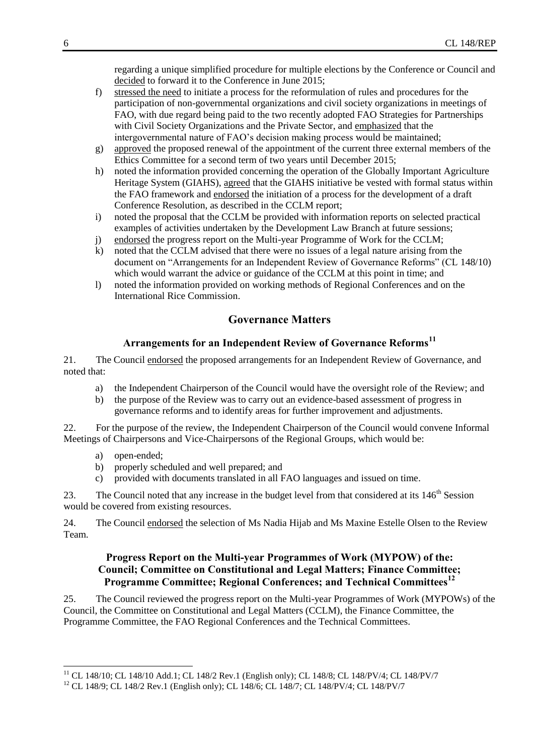regarding a unique simplified procedure for multiple elections by the Conference or Council and decided to forward it to the Conference in June 2015;

f) stressed the need to initiate a process for the reformulation of rules and procedures for the participation of non-governmental organizations and civil society organizations in meetings of FAO, with due regard being paid to the two recently adopted FAO Strategies for Partnerships with Civil Society Organizations and the Private Sector, and emphasized that the intergovernmental nature of FAO's decision making process would be maintained;

g) approved the proposed renewal of the appointment of the current three external members of the Ethics Committee for a second term of two years until December 2015;

h) noted the information provided concerning the operation of the Globally Important Agriculture Heritage System (GIAHS), agreed that the GIAHS initiative be vested with formal status within the FAO framework and endorsed the initiation of a process for the development of a draft Conference Resolution, as described in the CCLM report;

i) noted the proposal that the CCLM be provided with information reports on selected practical examples of activities undertaken by the Development Law Branch at future sessions;

j) endorsed the progress report on the Multi-year Programme of Work for the CCLM;

k) noted that the CCLM advised that there were no issues of a legal nature arising from the document on "Arrangements for an Independent Review of Governance Reforms" (CL 148/10) which would warrant the advice or guidance of the CCLM at this point in time; and

l) noted the information provided on working methods of Regional Conferences and on the International Rice Commission.

## Governance Matters

### Arrangements for an Independent Review of Governance Reforms[11]

21. The Council endorsed the proposed arrangements for an Independent Review of Governance, and noted that:

a) the Independent Chairperson of the Council would have the oversight role of the Review; and

b) the purpose of the Review was to carry out an evidence-based assessment of progress in governance reforms and to identify areas for further improvement and adjustments.

22. For the purpose of the review, the Independent Chairperson of the Council would convene Informal Meetings of Chairpersons and Vice-Chairpersons of the Regional Groups, which would be:

a) open-ended;

b) properly scheduled and well prepared; and

c) provided with documents translated in all FAO languages and issued on time.

23. The Council noted that any increase in the budget level from that considered at its 146th Session would be covered from existing resources.

24. The Council endorsed the selection of Ms Nadia Hijab and Ms Maxine Estelle Olsen to the Review Team.

### Progress Report on the Multi-year Programmes of Work (MYPOW) of the: Council; Committee on Constitutional and Legal Matters; Finance Committee; Programme Committee; Regional Conferences; and Technical Committees[12]

25. The Council reviewed the progress report on the Multi-year Programmes of Work (MYPOWs) of the Council, the Committee on Constitutional and Legal Matters (CCLM), the Finance Committee, the Programme Committee, the FAO Regional Conferences and the Technical Committees.

---

[11] CL 148/10; CL 148/10 Add.1; CL 148/2 Rev.1 (English only); CL 148/8; CL 148/PV/4; CL 148/PV/7

[12] CL 148/9; CL 148/2 Rev.1 (English only); CL 148/6; CL 148/7; CL 148/PV/4; CL 148/PV/7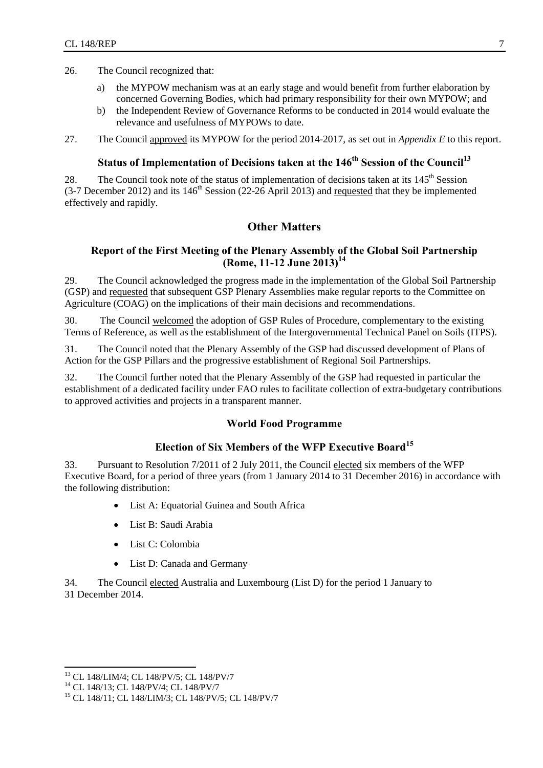26. The Council recognized that:

a) the MYPOW mechanism was at an early stage and would benefit from further elaboration by concerned Governing Bodies, which had primary responsibility for their own MYPOW; and

b) the Independent Review of Governance Reforms to be conducted in 2014 would evaluate the relevance and usefulness of MYPOWs to date.

27. The Council approved its MYPOW for the period 2014-2017, as set out in *Appendix E* to this report.

### Status of Implementation of Decisions taken at the 146th Session of the Council[13]

28. The Council took note of the status of implementation of decisions taken at its 145th Session (3-7 December 2012) and its 146th Session (22-26 April 2013) and requested that they be implemented effectively and rapidly.

## Other Matters

### Report of the First Meeting of the Plenary Assembly of the Global Soil Partnership (Rome, 11-12 June 2013)[14]

29. The Council acknowledged the progress made in the implementation of the Global Soil Partnership (GSP) and requested that subsequent GSP Plenary Assemblies make regular reports to the Committee on Agriculture (COAG) on the implications of their main decisions and recommendations.

30. The Council welcomed the adoption of GSP Rules of Procedure, complementary to the existing Terms of Reference, as well as the establishment of the Intergovernmental Technical Panel on Soils (ITPS).

31. The Council noted that the Plenary Assembly of the GSP had discussed development of Plans of Action for the GSP Pillars and the progressive establishment of Regional Soil Partnerships.

32. The Council further noted that the Plenary Assembly of the GSP had requested in particular the establishment of a dedicated facility under FAO rules to facilitate collection of extra-budgetary contributions to approved activities and projects in a transparent manner.

### World Food Programme

### Election of Six Members of the WFP Executive Board[15]

33. Pursuant to Resolution 7/2011 of 2 July 2011, the Council elected six members of the WFP Executive Board, for a period of three years (from 1 January 2014 to 31 December 2016) in accordance with the following distribution:

- List A: Equatorial Guinea and South Africa
- List B: Saudi Arabia
- List C: Colombia
- List D: Canada and Germany

34. The Council elected Australia and Luxembourg (List D) for the period 1 January to 31 December 2014.

---

[13] CL 148/LIM/4; CL 148/PV/5; CL 148/PV/7

[14] CL 148/13; CL 148/PV/4; CL 148/PV/7

[15] CL 148/11; CL 148/LIM/3; CL 148/PV/5; CL 148/PV/7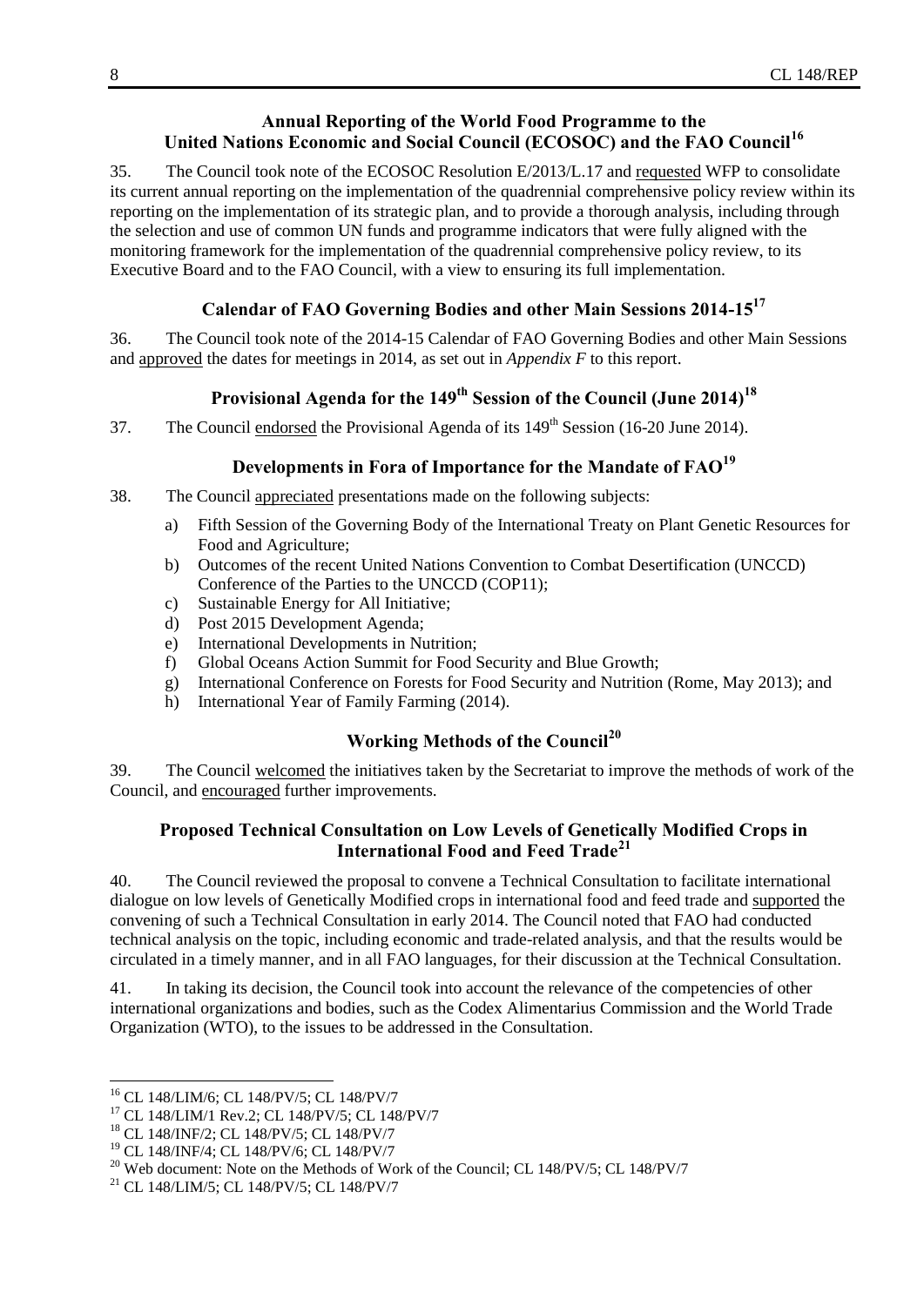## Annual Reporting of the World Food Programme to the United Nations Economic and Social Council (ECOSOC) and the FAO Council[16]

35. The Council took note of the ECOSOC Resolution E/2013/L.17 and requested WFP to consolidate its current annual reporting on the implementation of the quadrennial comprehensive policy review within its reporting on the implementation of its strategic plan, and to provide a thorough analysis, including through the selection and use of common UN funds and programme indicators that were fully aligned with the monitoring framework for the implementation of the quadrennial comprehensive policy review, to its Executive Board and to the FAO Council, with a view to ensuring its full implementation.

## Calendar of FAO Governing Bodies and other Main Sessions 2014-15[17]

36. The Council took note of the 2014-15 Calendar of FAO Governing Bodies and other Main Sessions and approved the dates for meetings in 2014, as set out in *Appendix F* to this report.

## Provisional Agenda for the 149th Session of the Council (June 2014)[18]

37. The Council endorsed the Provisional Agenda of its 149th Session (16-20 June 2014).

## Developments in Fora of Importance for the Mandate of FAO[19]

38. The Council appreciated presentations made on the following subjects:

a) Fifth Session of the Governing Body of the International Treaty on Plant Genetic Resources for Food and Agriculture;
b) Outcomes of the recent United Nations Convention to Combat Desertification (UNCCD) Conference of the Parties to the UNCCD (COP11);
c) Sustainable Energy for All Initiative;
d) Post 2015 Development Agenda;
e) International Developments in Nutrition;
f) Global Oceans Action Summit for Food Security and Blue Growth;
g) International Conference on Forests for Food Security and Nutrition (Rome, May 2013); and
h) International Year of Family Farming (2014).

## Working Methods of the Council[20]

39. The Council welcomed the initiatives taken by the Secretariat to improve the methods of work of the Council, and encouraged further improvements.

## Proposed Technical Consultation on Low Levels of Genetically Modified Crops in International Food and Feed Trade[21]

40. The Council reviewed the proposal to convene a Technical Consultation to facilitate international dialogue on low levels of Genetically Modified crops in international food and feed trade and supported the convening of such a Technical Consultation in early 2014. The Council noted that FAO had conducted technical analysis on the topic, including economic and trade-related analysis, and that the results would be circulated in a timely manner, and in all FAO languages, for their discussion at the Technical Consultation.

41. In taking its decision, the Council took into account the relevance of the competencies of other international organizations and bodies, such as the Codex Alimentarius Commission and the World Trade Organization (WTO), to the issues to be addressed in the Consultation.

---

[16] CL 148/LIM/6; CL 148/PV/5; CL 148/PV/7
[17] CL 148/LIM/1 Rev.2; CL 148/PV/5; CL 148/PV/7
[18] CL 148/INF/2; CL 148/PV/5; CL 148/PV/7
[19] CL 148/INF/4; CL 148/PV/6; CL 148/PV/7
[20] Web document: Note on the Methods of Work of the Council; CL 148/PV/5; CL 148/PV/7
[21] CL 148/LIM/5; CL 148/PV/5; CL 148/PV/7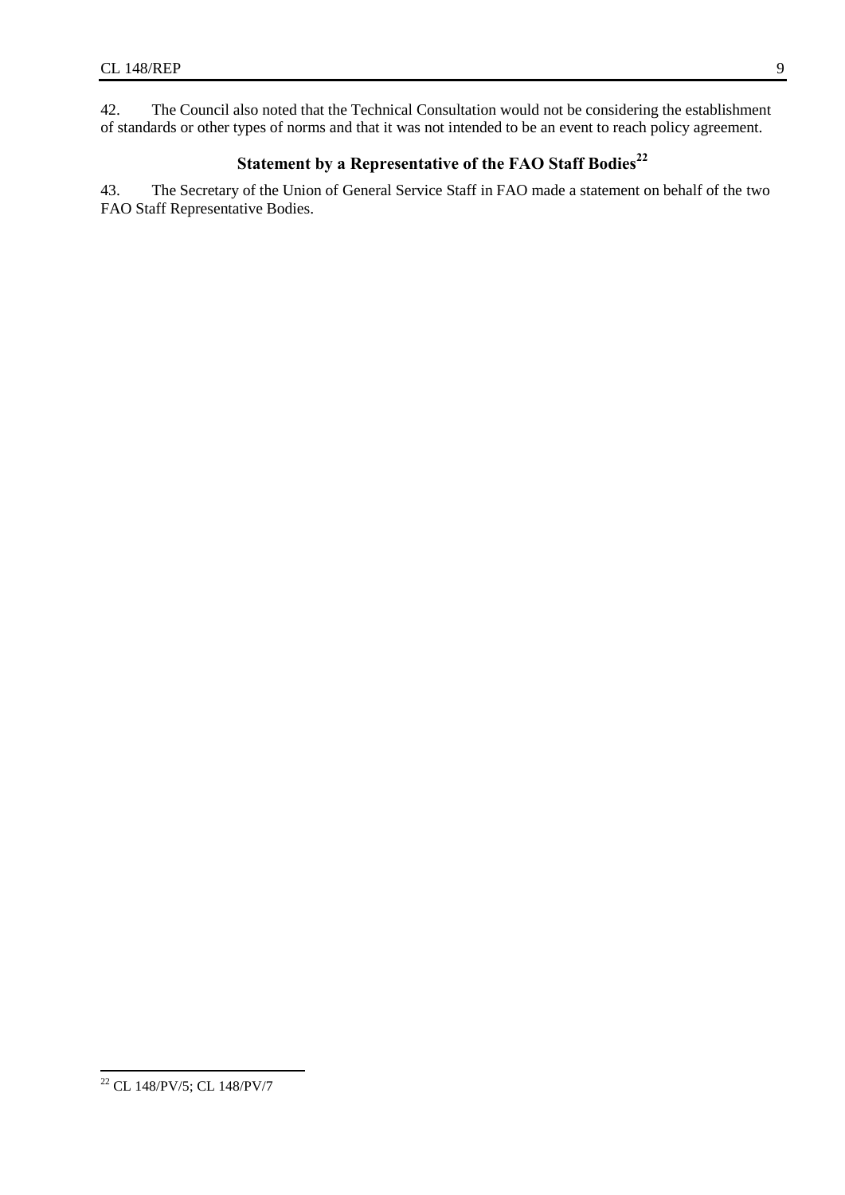42. The Council also noted that the Technical Consultation would not be considering the establishment of standards or other types of norms and that it was not intended to be an event to reach policy agreement.

## Statement by a Representative of the FAO Staff Bodies[22]

43. The Secretary of the Union of General Service Staff in FAO made a statement on behalf of the two FAO Staff Representative Bodies.

[22] CL 148/PV/5; CL 148/PV/7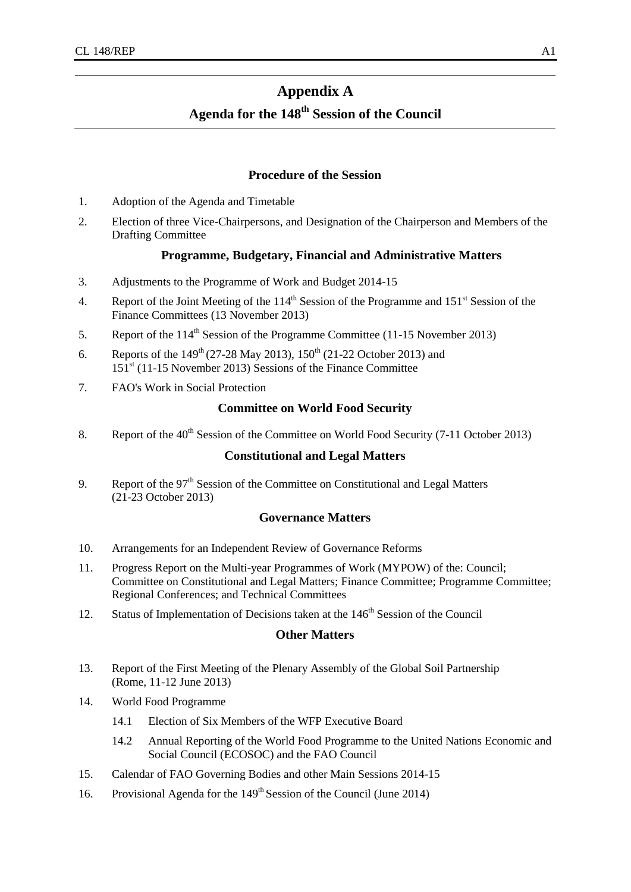# Appendix A

## Agenda for the 148th Session of the Council

### Procedure of the Session

1. Adoption of the Agenda and Timetable
2. Election of three Vice-Chairpersons, and Designation of the Chairperson and Members of the Drafting Committee

### Programme, Budgetary, Financial and Administrative Matters

3. Adjustments to the Programme of Work and Budget 2014-15
4. Report of the Joint Meeting of the 114th Session of the Programme and 151st Session of the Finance Committees (13 November 2013)
5. Report of the 114th Session of the Programme Committee (11-15 November 2013)
6. Reports of the 149th (27-28 May 2013), 150th (21-22 October 2013) and 151st (11-15 November 2013) Sessions of the Finance Committee
7. FAO's Work in Social Protection

### Committee on World Food Security

8. Report of the 40th Session of the Committee on World Food Security (7-11 October 2013)

### Constitutional and Legal Matters

9. Report of the 97th Session of the Committee on Constitutional and Legal Matters (21-23 October 2013)

### Governance Matters

10. Arrangements for an Independent Review of Governance Reforms
11. Progress Report on the Multi-year Programmes of Work (MYPOW) of the: Council; Committee on Constitutional and Legal Matters; Finance Committee; Programme Committee; Regional Conferences; and Technical Committees
12. Status of Implementation of Decisions taken at the 146th Session of the Council

### Other Matters

13. Report of the First Meeting of the Plenary Assembly of the Global Soil Partnership (Rome, 11-12 June 2013)
14. World Food Programme
    - 14.1 Election of Six Members of the WFP Executive Board
    - 14.2 Annual Reporting of the World Food Programme to the United Nations Economic and Social Council (ECOSOC) and the FAO Council
15. Calendar of FAO Governing Bodies and other Main Sessions 2014-15
16. Provisional Agenda for the 149th Session of the Council (June 2014)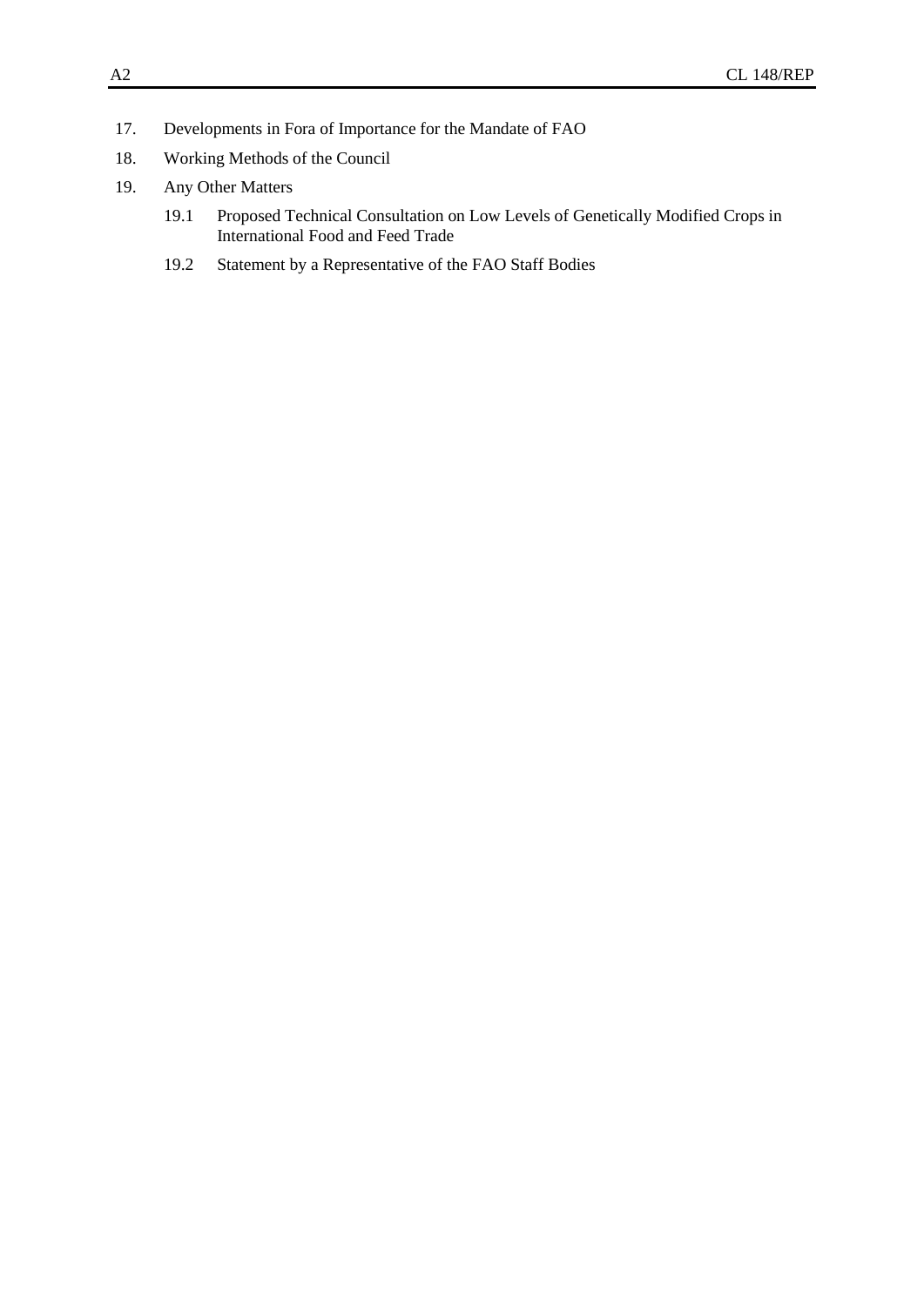17. Developments in Fora of Importance for the Mandate of FAO
18. Working Methods of the Council
19. Any Other Matters
    - 19.1 Proposed Technical Consultation on Low Levels of Genetically Modified Crops in International Food and Feed Trade
    - 19.2 Statement by a Representative of the FAO Staff Bodies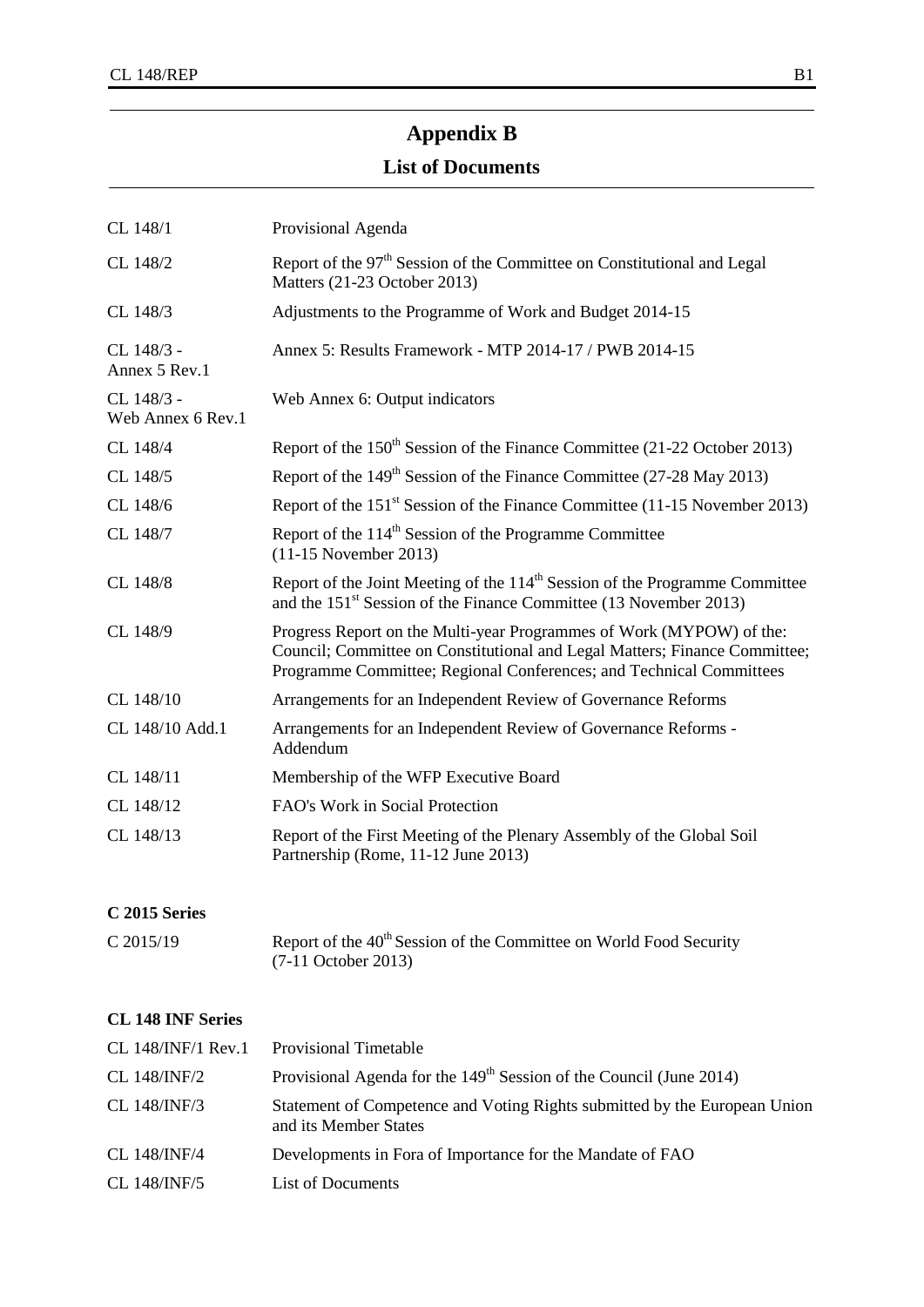# Appendix B

## List of Documents

| | |
|---|---|
| CL 148/1 | Provisional Agenda |
| CL 148/2 | Report of the 97th Session of the Committee on Constitutional and Legal Matters (21-23 October 2013) |
| CL 148/3 | Adjustments to the Programme of Work and Budget 2014-15 |
| CL 148/3 - Annex 5 Rev.1 | Annex 5: Results Framework - MTP 2014-17 / PWB 2014-15 |
| CL 148/3 - Web Annex 6 Rev.1 | Web Annex 6: Output indicators |
| CL 148/4 | Report of the 150th Session of the Finance Committee (21-22 October 2013) |
| CL 148/5 | Report of the 149th Session of the Finance Committee (27-28 May 2013) |
| CL 148/6 | Report of the 151st Session of the Finance Committee (11-15 November 2013) |
| CL 148/7 | Report of the 114th Session of the Programme Committee (11-15 November 2013) |
| CL 148/8 | Report of the Joint Meeting of the 114th Session of the Programme Committee and the 151st Session of the Finance Committee (13 November 2013) |
| CL 148/9 | Progress Report on the Multi-year Programmes of Work (MYPOW) of the: Council; Committee on Constitutional and Legal Matters; Finance Committee; Programme Committee; Regional Conferences; and Technical Committees |
| CL 148/10 | Arrangements for an Independent Review of Governance Reforms |
| CL 148/10 Add.1 | Arrangements for an Independent Review of Governance Reforms - Addendum |
| CL 148/11 | Membership of the WFP Executive Board |
| CL 148/12 | FAO's Work in Social Protection |
| CL 148/13 | Report of the First Meeting of the Plenary Assembly of the Global Soil Partnership (Rome, 11-12 June 2013) |

**C 2015 Series**

| | |
|---|---|
| C 2015/19 | Report of the 40th Session of the Committee on World Food Security (7-11 October 2013) |

**CL 148 INF Series**

| | |
|---|---|
| CL 148/INF/1 Rev.1 | Provisional Timetable |
| CL 148/INF/2 | Provisional Agenda for the 149th Session of the Council (June 2014) |
| CL 148/INF/3 | Statement of Competence and Voting Rights submitted by the European Union and its Member States |
| CL 148/INF/4 | Developments in Fora of Importance for the Mandate of FAO |
| CL 148/INF/5 | List of Documents |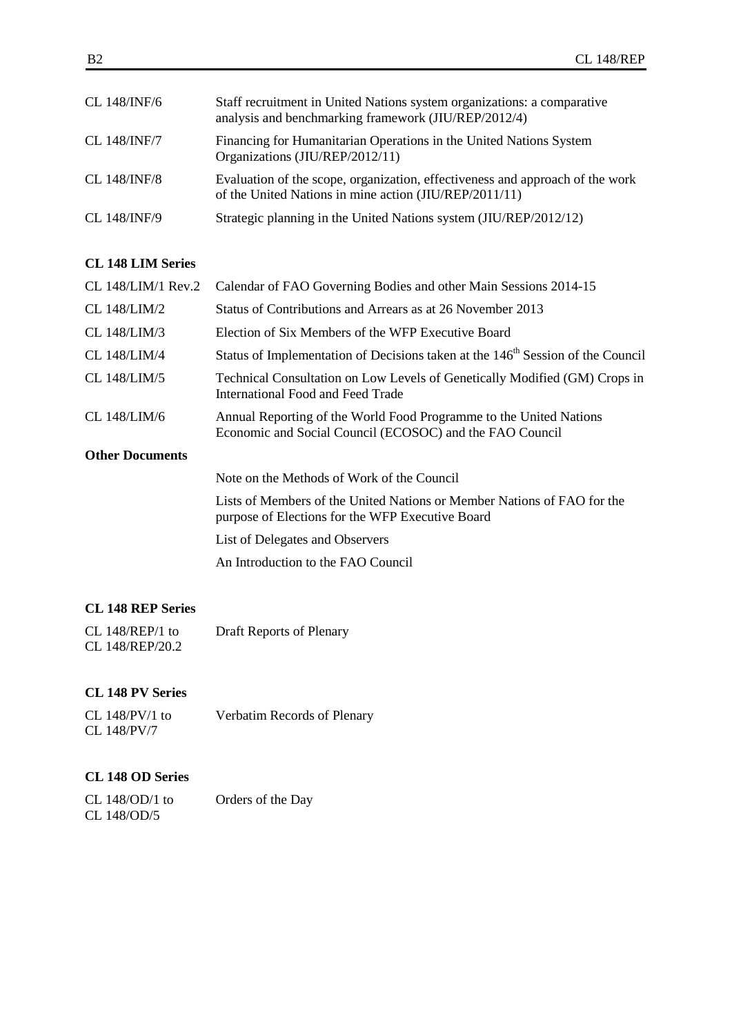| | |
|---|---|
| CL 148/INF/6 | Staff recruitment in United Nations system organizations: a comparative analysis and benchmarking framework (JIU/REP/2012/4) |
| CL 148/INF/7 | Financing for Humanitarian Operations in the United Nations System Organizations (JIU/REP/2012/11) |
| CL 148/INF/8 | Evaluation of the scope, organization, effectiveness and approach of the work of the United Nations in mine action (JIU/REP/2011/11) |
| CL 148/INF/9 | Strategic planning in the United Nations system (JIU/REP/2012/12) |

**CL 148 LIM Series**

| | |
|---|---|
| CL 148/LIM/1 Rev.2 | Calendar of FAO Governing Bodies and other Main Sessions 2014-15 |
| CL 148/LIM/2 | Status of Contributions and Arrears as at 26 November 2013 |
| CL 148/LIM/3 | Election of Six Members of the WFP Executive Board |
| CL 148/LIM/4 | Status of Implementation of Decisions taken at the 146th Session of the Council |
| CL 148/LIM/5 | Technical Consultation on Low Levels of Genetically Modified (GM) Crops in International Food and Feed Trade |
| CL 148/LIM/6 | Annual Reporting of the World Food Programme to the United Nations Economic and Social Council (ECOSOC) and the FAO Council |

**Other Documents**

Note on the Methods of Work of the Council

Lists of Members of the United Nations or Member Nations of FAO for the purpose of Elections for the WFP Executive Board

List of Delegates and Observers

An Introduction to the FAO Council

**CL 148 REP Series**

| | |
|---|---|
| CL 148/REP/1 to CL 148/REP/20.2 | Draft Reports of Plenary |

**CL 148 PV Series**

| | |
|---|---|
| CL 148/PV/1 to CL 148/PV/7 | Verbatim Records of Plenary |

**CL 148 OD Series**

| | |
|---|---|
| CL 148/OD/1 to CL 148/OD/5 | Orders of the Day |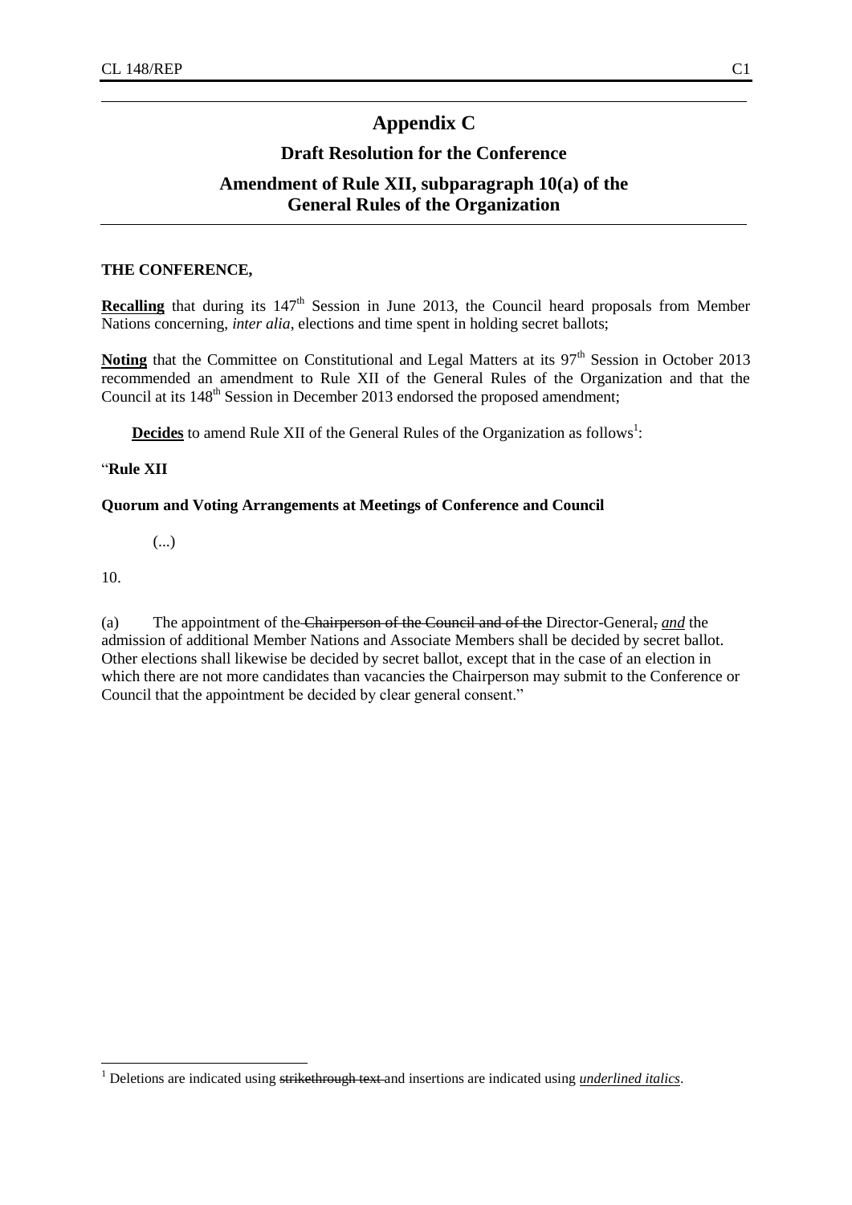# Appendix C

## Draft Resolution for the Conference

## Amendment of Rule XII, subparagraph 10(a) of the General Rules of the Organization

**THE CONFERENCE,**

**Recalling** that during its 147th Session in June 2013, the Council heard proposals from Member Nations concerning, *inter alia*, elections and time spent in holding secret ballots;

**Noting** that the Committee on Constitutional and Legal Matters at its 97th Session in October 2013 recommended an amendment to Rule XII of the General Rules of the Organization and that the Council at its 148th Session in December 2013 endorsed the proposed amendment;

**Decides** to amend Rule XII of the General Rules of the Organization as follows[1]:

"**Rule XII**

**Quorum and Voting Arrangements at Meetings of Conference and Council**

(...)

10.

(a) The appointment of the ~~Chairperson of the Council and of the~~ Director-General~~,~~ *<u>and</u>* the admission of additional Member Nations and Associate Members shall be decided by secret ballot. Other elections shall likewise be decided by secret ballot, except that in the case of an election in which there are not more candidates than vacancies the Chairperson may submit to the Conference or Council that the appointment be decided by clear general consent."

[1] Deletions are indicated using ~~strikethrough text~~ and insertions are indicated using *<u>underlined italics</u>*.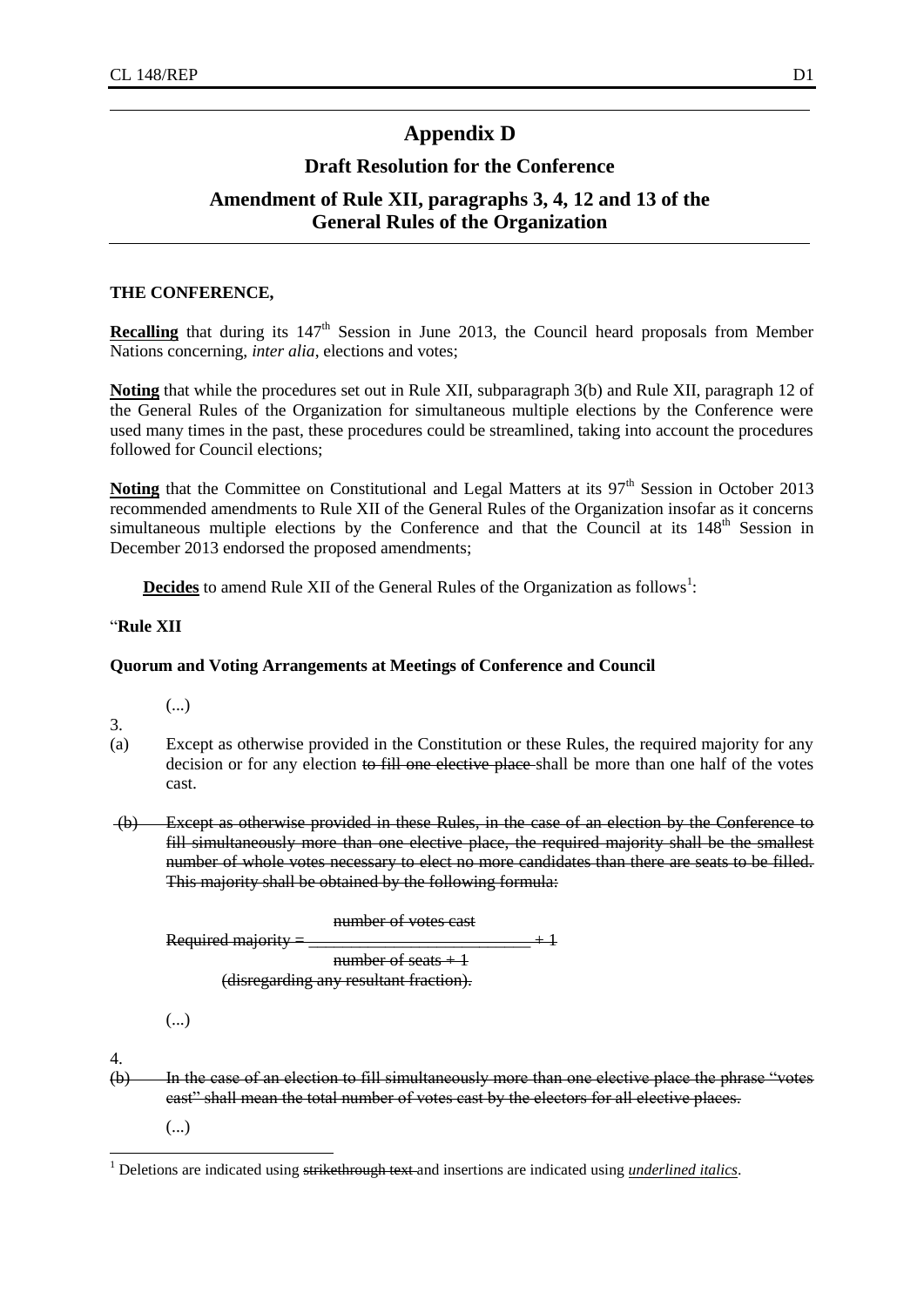# Appendix D

## Draft Resolution for the Conference

## Amendment of Rule XII, paragraphs 3, 4, 12 and 13 of the General Rules of the Organization

**THE CONFERENCE,**

**Recalling** that during its 147th Session in June 2013, the Council heard proposals from Member Nations concerning, *inter alia*, elections and votes;

**Noting** that while the procedures set out in Rule XII, subparagraph 3(b) and Rule XII, paragraph 12 of the General Rules of the Organization for simultaneous multiple elections by the Conference were used many times in the past, these procedures could be streamlined, taking into account the procedures followed for Council elections;

**Noting** that the Committee on Constitutional and Legal Matters at its 97th Session in October 2013 recommended amendments to Rule XII of the General Rules of the Organization insofar as it concerns simultaneous multiple elections by the Conference and that the Council at its 148th Session in December 2013 endorsed the proposed amendments;

**Decides** to amend Rule XII of the General Rules of the Organization as follows[1]:

"**Rule XII**

**Quorum and Voting Arrangements at Meetings of Conference and Council**

(...)

3.

(a) Except as otherwise provided in the Constitution or these Rules, the required majority for any decision or for any election ~~to fill one elective place~~ shall be more than one half of the votes cast.

~~(b) Except as otherwise provided in these Rules, in the case of an election by the Conference to fill simultaneously more than one elective place, the required majority shall be the smallest number of whole votes necessary to elect no more candidates than there are seats to be filled. This majority shall be obtained by the following formula:~~

$$\text{~~Required majority~~} = \frac{\text{~~number of votes cast~~}}{\text{~~number of seats + 1~~}} + 1$$

~~(disregarding any resultant fraction).~~

(...)

4.

~~(b) In the case of an election to fill simultaneously more than one elective place the phrase "votes cast" shall mean the total number of votes cast by the electors for all elective places.~~

(...)

[1] Deletions are indicated using ~~strikethrough text~~ and insertions are indicated using ***underlined italics***.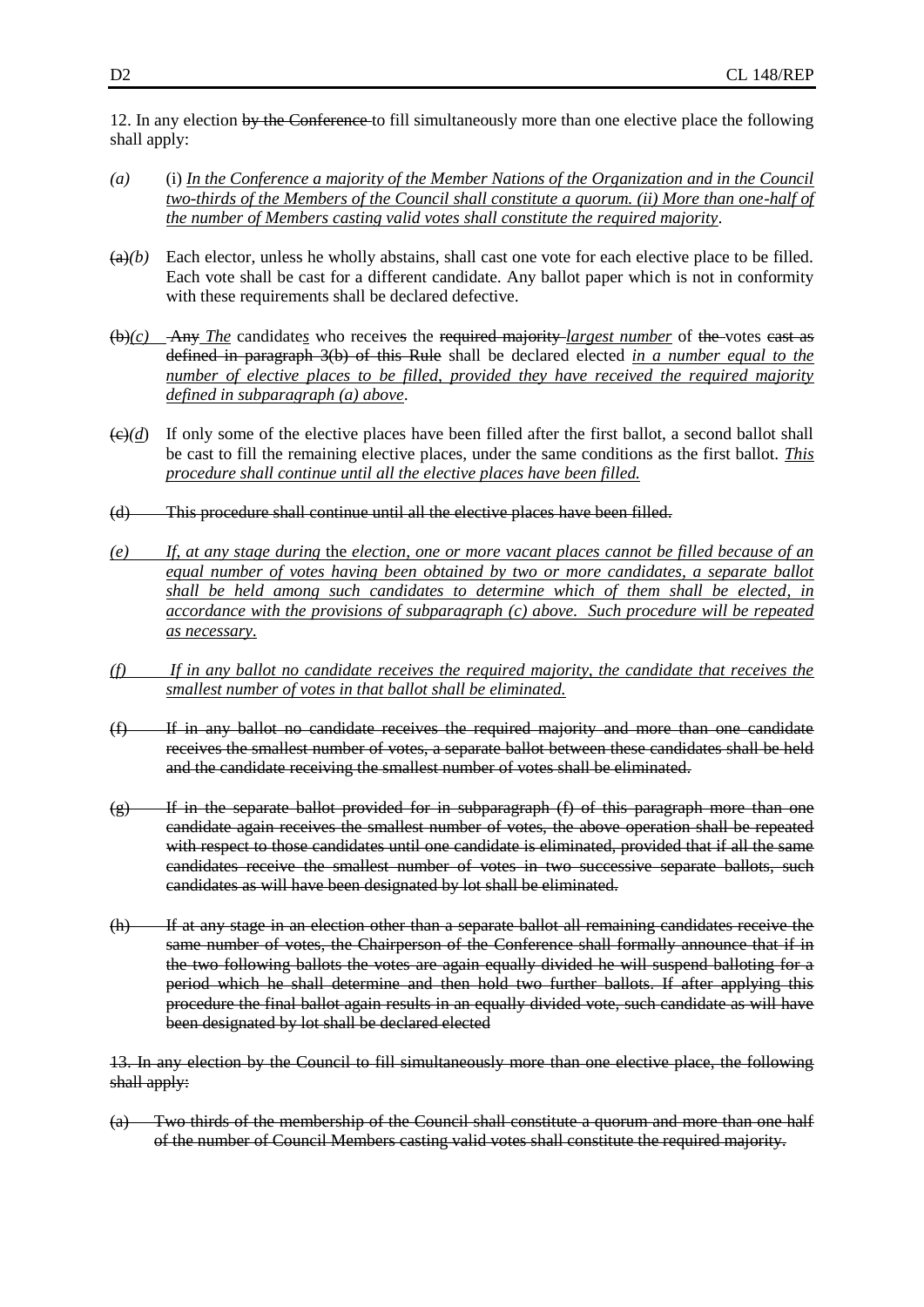12. In any election ~~by the Conference~~ to fill simultaneously more than one elective place the following shall apply:

*(a)* (i) *<u>In the Conference a majority of the Member Nations of the Organization and in the Council two-thirds of the Members of the Council shall constitute a quorum. (ii) More than one-half of the number of Members casting valid votes shall constitute the required majority</u>*.

~~(a)~~*(b)* Each elector, unless he wholly abstains, shall cast one vote for each elective place to be filled. Each vote shall be cast for a different candidate. Any ballot paper which is not in conformity with these requirements shall be declared defective.

~~(b)~~*(c)* ~~Any~~ *<u>The</u>* candidate*s* who receive~~s~~ the ~~required majority~~ *<u>largest number</u>* of ~~the~~ votes ~~cast as defined in paragraph 3(b) of this Rule~~ shall be declared elected *<u>in a number equal to the number of elective places to be filled, provided they have received the required majority defined in subparagraph (a) above</u>*.

~~(c)~~*(d)* If only some of the elective places have been filled after the first ballot, a second ballot shall be cast to fill the remaining elective places, under the same conditions as the first ballot. *<u>This procedure shall continue until all the elective places have been filled.</u>*

~~(d) This procedure shall continue until all the elective places have been filled.~~

*<u>(e) If, at any stage during</u>* <u>the</u> *<u>election, one or more vacant places cannot be filled because of an equal number of votes having been obtained by two or more candidates, a separate ballot shall be held among such candidates to determine which of them shall be elected, in accordance with the provisions of subparagraph (c) above. Such procedure will be repeated as necessary.</u>*

*<u>(f) If in any ballot no candidate receives the required majority, the candidate that receives the smallest number of votes in that ballot shall be eliminated.</u>*

~~(f) If in any ballot no candidate receives the required majority and more than one candidate receives the smallest number of votes, a separate ballot between these candidates shall be held and the candidate receiving the smallest number of votes shall be eliminated.~~

~~(g) If in the separate ballot provided for in subparagraph (f) of this paragraph more than one candidate again receives the smallest number of votes, the above operation shall be repeated with respect to those candidates until one candidate is eliminated, provided that if all the same candidates receive the smallest number of votes in two successive separate ballots, such candidates as will have been designated by lot shall be eliminated.~~

~~(h) If at any stage in an election other than a separate ballot all remaining candidates receive the same number of votes, the Chairperson of the Conference shall formally announce that if in the two following ballots the votes are again equally divided he will suspend balloting for a period which he shall determine and then hold two further ballots. If after applying this procedure the final ballot again results in an equally divided vote, such candidate as will have been designated by lot shall be declared elected~~

~~13. In any election by the Council to fill simultaneously more than one elective place, the following shall apply:~~

~~(a) Two thirds of the membership of the Council shall constitute a quorum and more than one half of the number of Council Members casting valid votes shall constitute the required majority.~~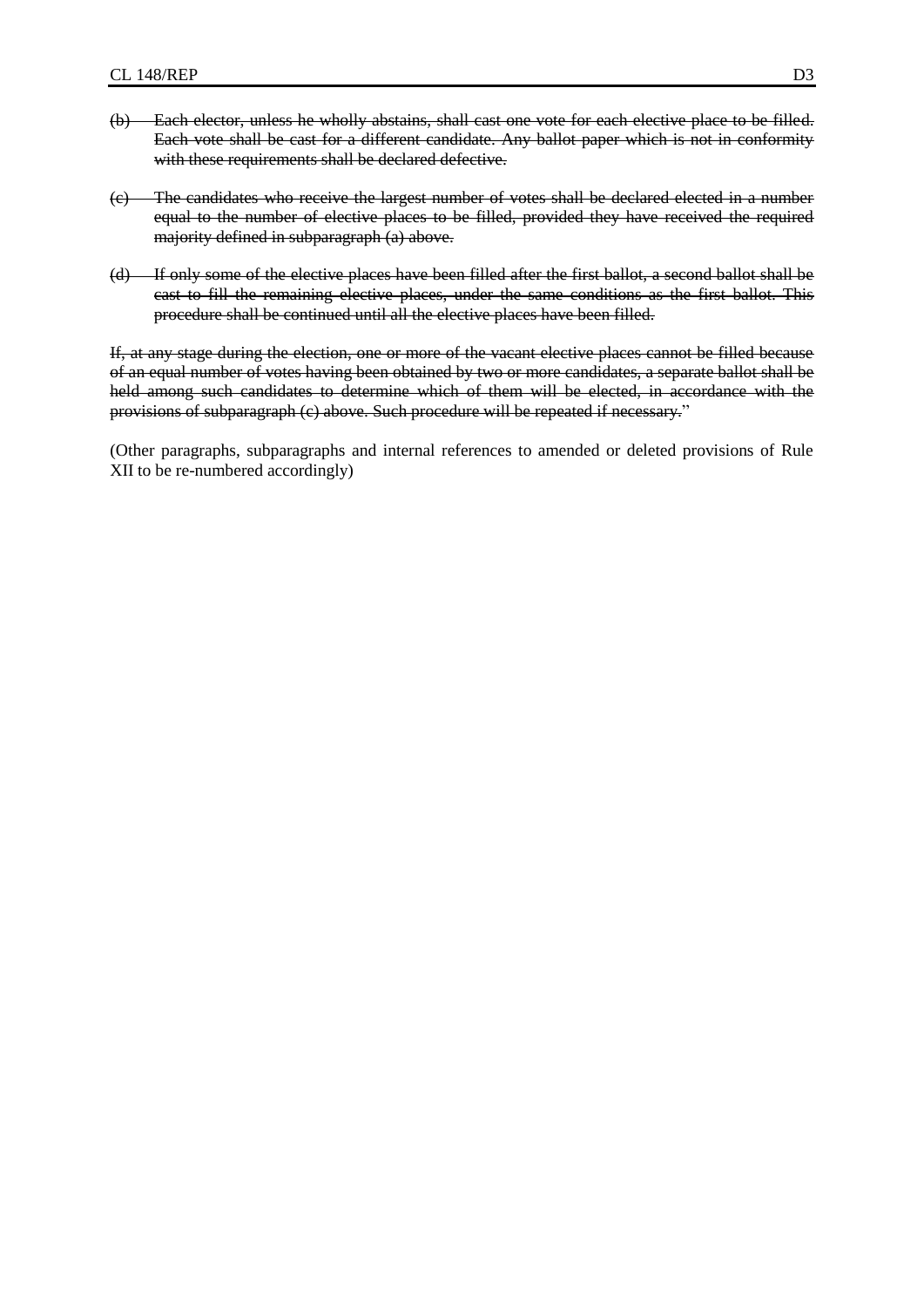~~(b) Each elector, unless he wholly abstains, shall cast one vote for each elective place to be filled. Each vote shall be cast for a different candidate. Any ballot paper which is not in conformity with these requirements shall be declared defective.~~

~~(c) The candidates who receive the largest number of votes shall be declared elected in a number equal to the number of elective places to be filled, provided they have received the required majority defined in subparagraph (a) above.~~

~~(d) If only some of the elective places have been filled after the first ballot, a second ballot shall be cast to fill the remaining elective places, under the same conditions as the first ballot. This procedure shall be continued until all the elective places have been filled.~~

~~If, at any stage during the election, one or more of the vacant elective places cannot be filled because of an equal number of votes having been obtained by two or more candidates, a separate ballot shall be held among such candidates to determine which of them will be elected, in accordance with the provisions of subparagraph (c) above. Such procedure will be repeated if necessary.~~"

(Other paragraphs, subparagraphs and internal references to amended or deleted provisions of Rule XII to be re-numbered accordingly)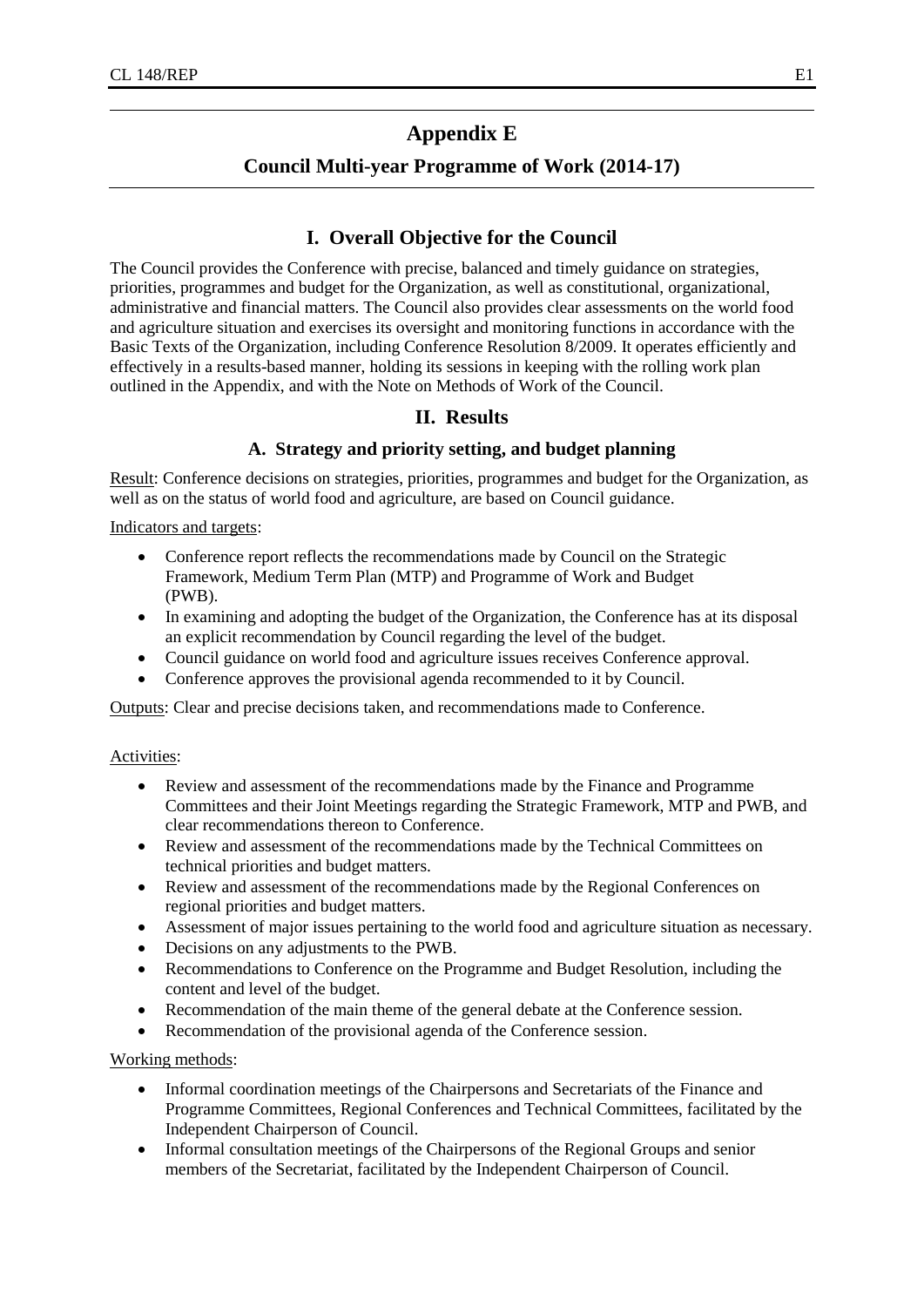# Appendix E

## Council Multi-year Programme of Work (2014-17)

## I. Overall Objective for the Council

The Council provides the Conference with precise, balanced and timely guidance on strategies, priorities, programmes and budget for the Organization, as well as constitutional, organizational, administrative and financial matters. The Council also provides clear assessments on the world food and agriculture situation and exercises its oversight and monitoring functions in accordance with the Basic Texts of the Organization, including Conference Resolution 8/2009. It operates efficiently and effectively in a results-based manner, holding its sessions in keeping with the rolling work plan outlined in the Appendix, and with the Note on Methods of Work of the Council.

## II. Results

### A. Strategy and priority setting, and budget planning

Result: Conference decisions on strategies, priorities, programmes and budget for the Organization, as well as on the status of world food and agriculture, are based on Council guidance.

Indicators and targets:

- Conference report reflects the recommendations made by Council on the Strategic Framework, Medium Term Plan (MTP) and Programme of Work and Budget (PWB).
- In examining and adopting the budget of the Organization, the Conference has at its disposal an explicit recommendation by Council regarding the level of the budget.
- Council guidance on world food and agriculture issues receives Conference approval.
- Conference approves the provisional agenda recommended to it by Council.

Outputs: Clear and precise decisions taken, and recommendations made to Conference.

Activities:

- Review and assessment of the recommendations made by the Finance and Programme Committees and their Joint Meetings regarding the Strategic Framework, MTP and PWB, and clear recommendations thereon to Conference.
- Review and assessment of the recommendations made by the Technical Committees on technical priorities and budget matters.
- Review and assessment of the recommendations made by the Regional Conferences on regional priorities and budget matters.
- Assessment of major issues pertaining to the world food and agriculture situation as necessary.
- Decisions on any adjustments to the PWB.
- Recommendations to Conference on the Programme and Budget Resolution, including the content and level of the budget.
- Recommendation of the main theme of the general debate at the Conference session.
- Recommendation of the provisional agenda of the Conference session.

Working methods:

- Informal coordination meetings of the Chairpersons and Secretariats of the Finance and Programme Committees, Regional Conferences and Technical Committees, facilitated by the Independent Chairperson of Council.
- Informal consultation meetings of the Chairpersons of the Regional Groups and senior members of the Secretariat, facilitated by the Independent Chairperson of Council.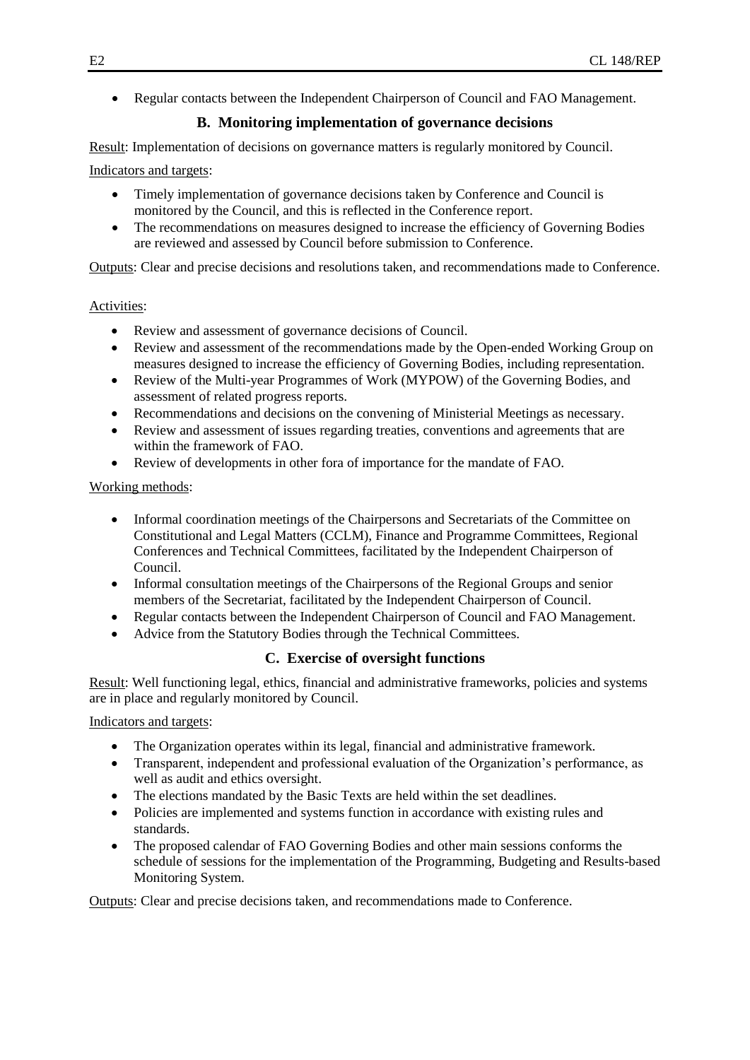- Regular contacts between the Independent Chairperson of Council and FAO Management.

### B. Monitoring implementation of governance decisions

Result: Implementation of decisions on governance matters is regularly monitored by Council.

Indicators and targets:

- Timely implementation of governance decisions taken by Conference and Council is monitored by the Council, and this is reflected in the Conference report.
- The recommendations on measures designed to increase the efficiency of Governing Bodies are reviewed and assessed by Council before submission to Conference.

Outputs: Clear and precise decisions and resolutions taken, and recommendations made to Conference.

Activities:

- Review and assessment of governance decisions of Council.
- Review and assessment of the recommendations made by the Open-ended Working Group on measures designed to increase the efficiency of Governing Bodies, including representation.
- Review of the Multi-year Programmes of Work (MYPOW) of the Governing Bodies, and assessment of related progress reports.
- Recommendations and decisions on the convening of Ministerial Meetings as necessary.
- Review and assessment of issues regarding treaties, conventions and agreements that are within the framework of FAO.
- Review of developments in other fora of importance for the mandate of FAO.

Working methods:

- Informal coordination meetings of the Chairpersons and Secretariats of the Committee on Constitutional and Legal Matters (CCLM), Finance and Programme Committees, Regional Conferences and Technical Committees, facilitated by the Independent Chairperson of Council.
- Informal consultation meetings of the Chairpersons of the Regional Groups and senior members of the Secretariat, facilitated by the Independent Chairperson of Council.
- Regular contacts between the Independent Chairperson of Council and FAO Management.
- Advice from the Statutory Bodies through the Technical Committees.

### C. Exercise of oversight functions

Result: Well functioning legal, ethics, financial and administrative frameworks, policies and systems are in place and regularly monitored by Council.

Indicators and targets:

- The Organization operates within its legal, financial and administrative framework.
- Transparent, independent and professional evaluation of the Organization's performance, as well as audit and ethics oversight.
- The elections mandated by the Basic Texts are held within the set deadlines.
- Policies are implemented and systems function in accordance with existing rules and standards.
- The proposed calendar of FAO Governing Bodies and other main sessions conforms the schedule of sessions for the implementation of the Programming, Budgeting and Results-based Monitoring System.

Outputs: Clear and precise decisions taken, and recommendations made to Conference.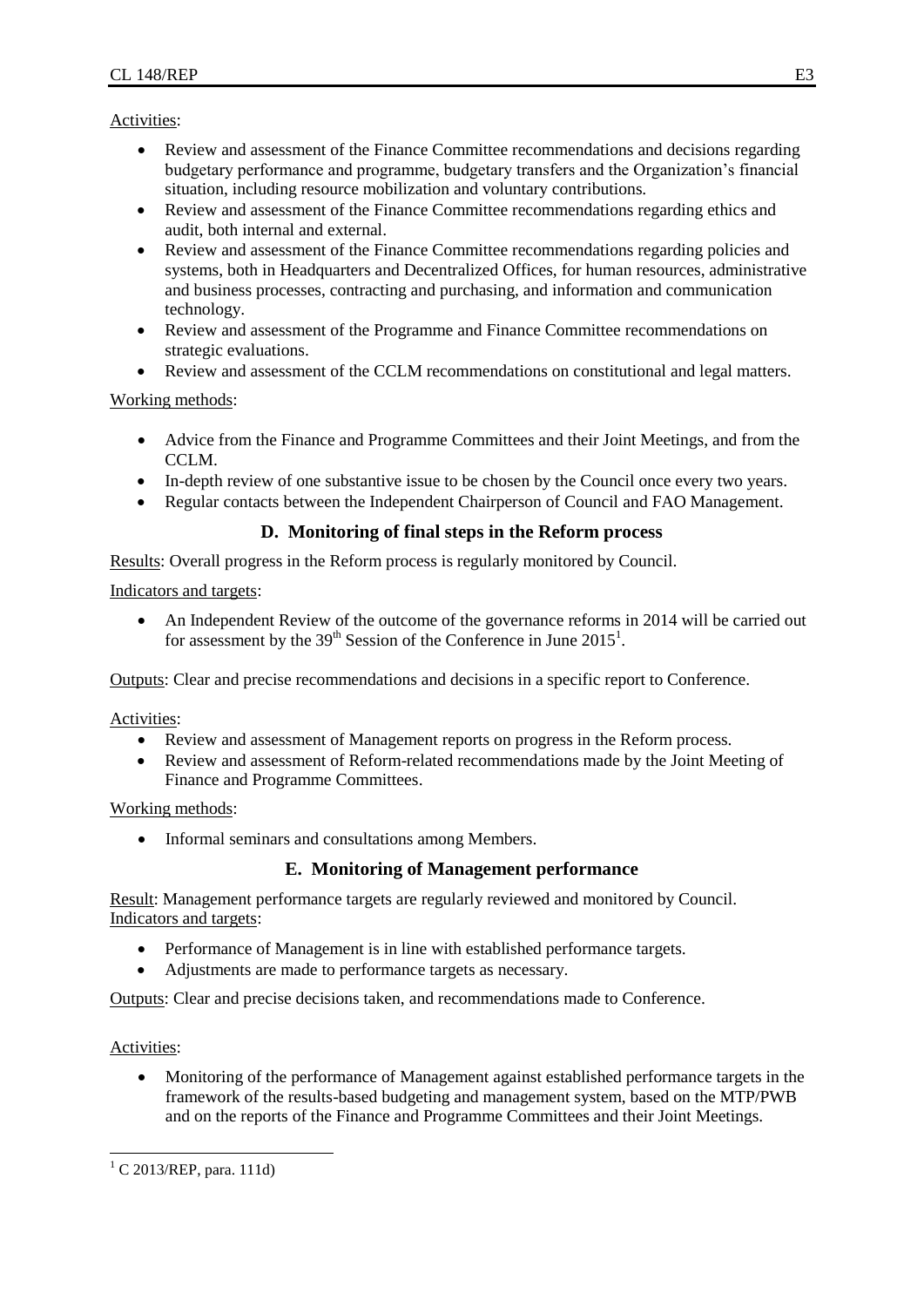Activities:

- Review and assessment of the Finance Committee recommendations and decisions regarding budgetary performance and programme, budgetary transfers and the Organization's financial situation, including resource mobilization and voluntary contributions.
- Review and assessment of the Finance Committee recommendations regarding ethics and audit, both internal and external.
- Review and assessment of the Finance Committee recommendations regarding policies and systems, both in Headquarters and Decentralized Offices, for human resources, administrative and business processes, contracting and purchasing, and information and communication technology.
- Review and assessment of the Programme and Finance Committee recommendations on strategic evaluations.
- Review and assessment of the CCLM recommendations on constitutional and legal matters.

Working methods:

- Advice from the Finance and Programme Committees and their Joint Meetings, and from the CCLM.
- In-depth review of one substantive issue to be chosen by the Council once every two years.
- Regular contacts between the Independent Chairperson of Council and FAO Management.

## D. Monitoring of final steps in the Reform process

Results: Overall progress in the Reform process is regularly monitored by Council.

Indicators and targets:

- An Independent Review of the outcome of the governance reforms in 2014 will be carried out for assessment by the 39th Session of the Conference in June 2015[1].

Outputs: Clear and precise recommendations and decisions in a specific report to Conference.

Activities:

- Review and assessment of Management reports on progress in the Reform process.
- Review and assessment of Reform-related recommendations made by the Joint Meeting of Finance and Programme Committees.

Working methods:

- Informal seminars and consultations among Members.

## E. Monitoring of Management performance

Result: Management performance targets are regularly reviewed and monitored by Council.
Indicators and targets:

- Performance of Management is in line with established performance targets.
- Adjustments are made to performance targets as necessary.

Outputs: Clear and precise decisions taken, and recommendations made to Conference.

Activities:

- Monitoring of the performance of Management against established performance targets in the framework of the results-based budgeting and management system, based on the MTP/PWB and on the reports of the Finance and Programme Committees and their Joint Meetings.

[1] C 2013/REP, para. 111d)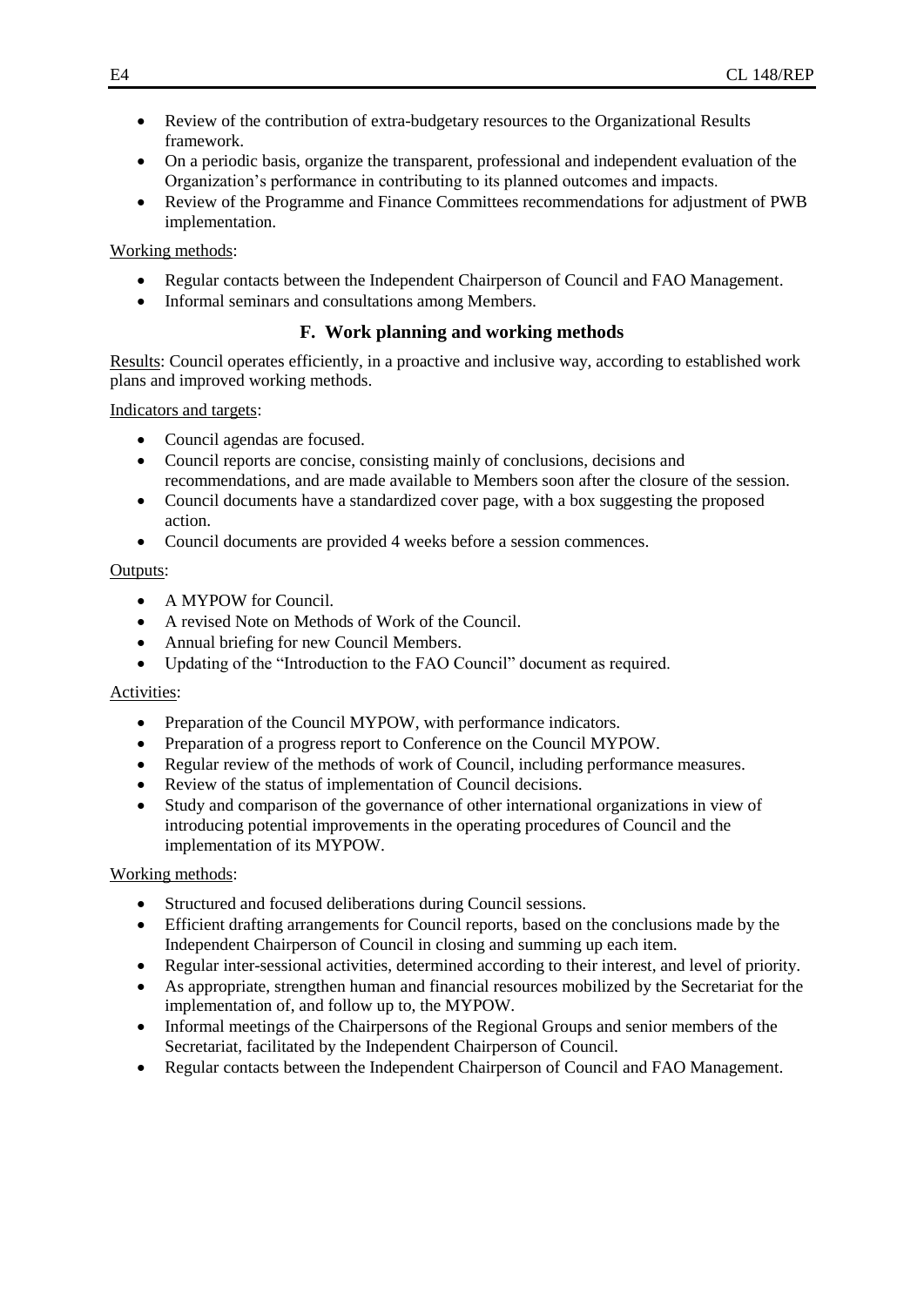- Review of the contribution of extra-budgetary resources to the Organizational Results framework.
- On a periodic basis, organize the transparent, professional and independent evaluation of the Organization's performance in contributing to its planned outcomes and impacts.
- Review of the Programme and Finance Committees recommendations for adjustment of PWB implementation.

Working methods:

- Regular contacts between the Independent Chairperson of Council and FAO Management.
- Informal seminars and consultations among Members.

### F. Work planning and working methods

Results: Council operates efficiently, in a proactive and inclusive way, according to established work plans and improved working methods.

Indicators and targets:

- Council agendas are focused.
- Council reports are concise, consisting mainly of conclusions, decisions and recommendations, and are made available to Members soon after the closure of the session.
- Council documents have a standardized cover page, with a box suggesting the proposed action.
- Council documents are provided 4 weeks before a session commences.

Outputs:

- A MYPOW for Council.
- A revised Note on Methods of Work of the Council.
- Annual briefing for new Council Members.
- Updating of the "Introduction to the FAO Council" document as required.

Activities:

- Preparation of the Council MYPOW, with performance indicators.
- Preparation of a progress report to Conference on the Council MYPOW.
- Regular review of the methods of work of Council, including performance measures.
- Review of the status of implementation of Council decisions.
- Study and comparison of the governance of other international organizations in view of introducing potential improvements in the operating procedures of Council and the implementation of its MYPOW.

Working methods:

- Structured and focused deliberations during Council sessions.
- Efficient drafting arrangements for Council reports, based on the conclusions made by the Independent Chairperson of Council in closing and summing up each item.
- Regular inter-sessional activities, determined according to their interest, and level of priority.
- As appropriate, strengthen human and financial resources mobilized by the Secretariat for the implementation of, and follow up to, the MYPOW.
- Informal meetings of the Chairpersons of the Regional Groups and senior members of the Secretariat, facilitated by the Independent Chairperson of Council.
- Regular contacts between the Independent Chairperson of Council and FAO Management.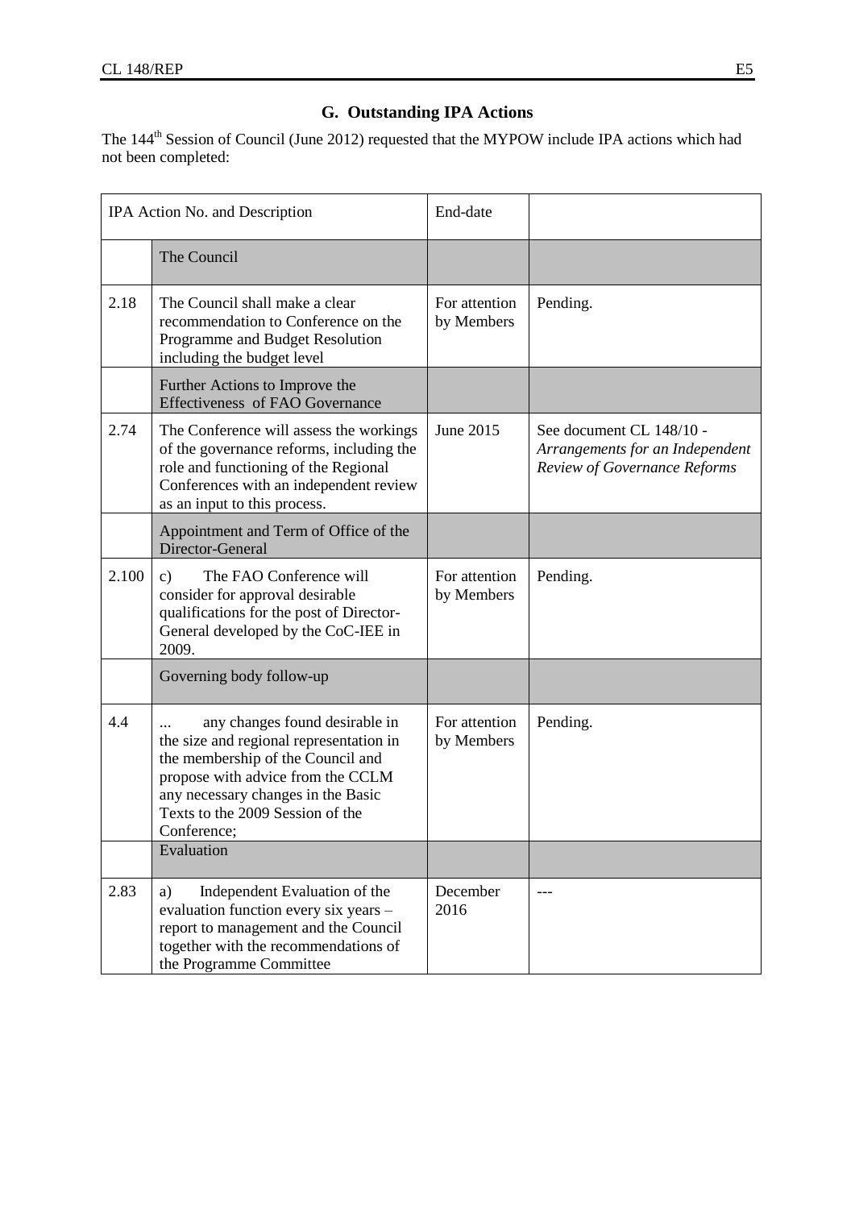## G. Outstanding IPA Actions

The 144[th] Session of Council (June 2012) requested that the MYPOW include IPA actions which had not been completed:

| IPA Action No. and Description | | End-date | |
|---|---|---|---|
| | The Council | | |
| 2.18 | The Council shall make a clear recommendation to Conference on the Programme and Budget Resolution including the budget level | For attention by Members | Pending. |
| | Further Actions to Improve the Effectiveness of FAO Governance | | |
| 2.74 | The Conference will assess the workings of the governance reforms, including the role and functioning of the Regional Conferences with an independent review as an input to this process. | June 2015 | See document CL 148/10 - *Arrangements for an Independent Review of Governance Reforms* |
| | Appointment and Term of Office of the Director-General | | |
| 2.100 | c) The FAO Conference will consider for approval desirable qualifications for the post of Director-General developed by the CoC-IEE in 2009. | For attention by Members | Pending. |
| | Governing body follow-up | | |
| 4.4 | ... any changes found desirable in the size and regional representation in the membership of the Council and propose with advice from the CCLM any necessary changes in the Basic Texts to the 2009 Session of the Conference; | For attention by Members | Pending. |
| | Evaluation | | |
| 2.83 | a) Independent Evaluation of the evaluation function every six years – report to management and the Council together with the recommendations of the Programme Committee | December 2016 | --- |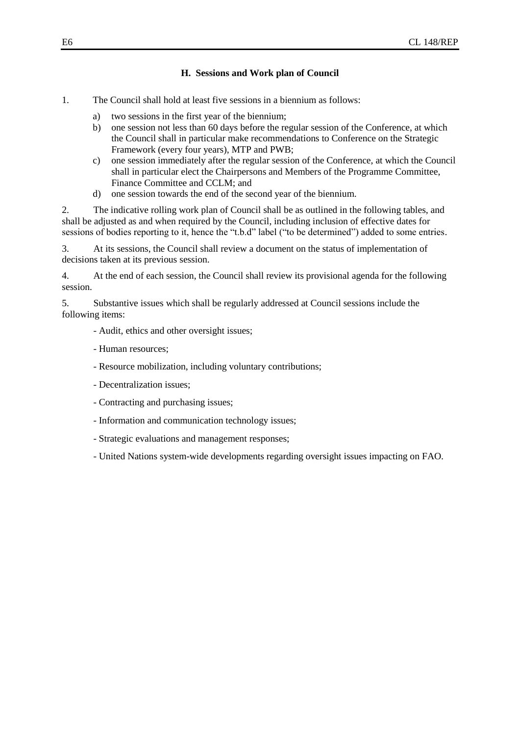### H. Sessions and Work plan of Council

1. The Council shall hold at least five sessions in a biennium as follows:

   a) two sessions in the first year of the biennium;
   b) one session not less than 60 days before the regular session of the Conference, at which the Council shall in particular make recommendations to Conference on the Strategic Framework (every four years), MTP and PWB;
   c) one session immediately after the regular session of the Conference, at which the Council shall in particular elect the Chairpersons and Members of the Programme Committee, Finance Committee and CCLM; and
   d) one session towards the end of the second year of the biennium.

2. The indicative rolling work plan of Council shall be as outlined in the following tables, and shall be adjusted as and when required by the Council, including inclusion of effective dates for sessions of bodies reporting to it, hence the "t.b.d" label ("to be determined") added to some entries.

3. At its sessions, the Council shall review a document on the status of implementation of decisions taken at its previous session.

4. At the end of each session, the Council shall review its provisional agenda for the following session.

5. Substantive issues which shall be regularly addressed at Council sessions include the following items:

   - Audit, ethics and other oversight issues;
   - Human resources;
   - Resource mobilization, including voluntary contributions;
   - Decentralization issues;
   - Contracting and purchasing issues;
   - Information and communication technology issues;
   - Strategic evaluations and management responses;
   - United Nations system-wide developments regarding oversight issues impacting on FAO.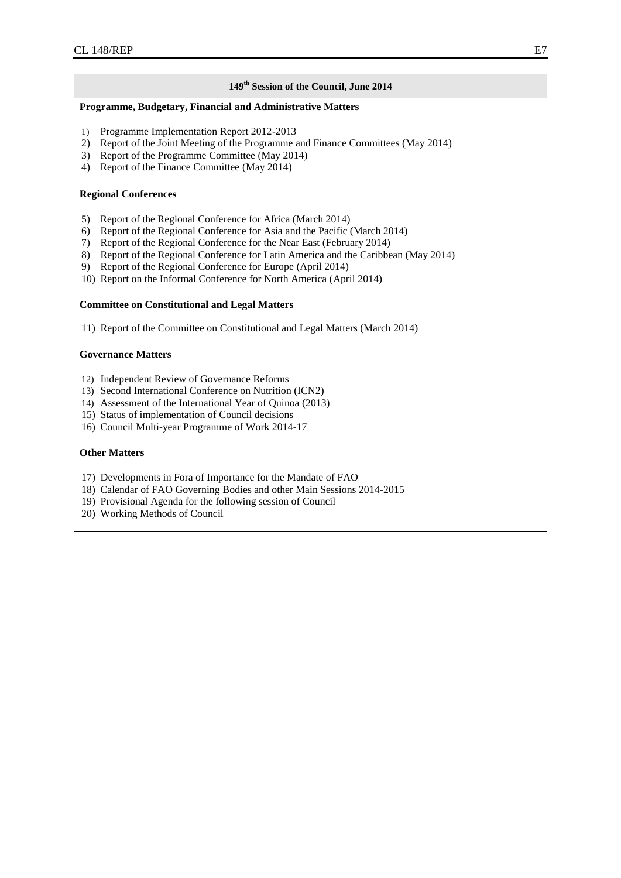## 149th Session of the Council, June 2014

**Programme, Budgetary, Financial and Administrative Matters**

1) Programme Implementation Report 2012-2013
2) Report of the Joint Meeting of the Programme and Finance Committees (May 2014)
3) Report of the Programme Committee (May 2014)
4) Report of the Finance Committee (May 2014)

**Regional Conferences**

5) Report of the Regional Conference for Africa (March 2014)
6) Report of the Regional Conference for Asia and the Pacific (March 2014)
7) Report of the Regional Conference for the Near East (February 2014)
8) Report of the Regional Conference for Latin America and the Caribbean (May 2014)
9) Report of the Regional Conference for Europe (April 2014)
10) Report on the Informal Conference for North America (April 2014)

**Committee on Constitutional and Legal Matters**

11) Report of the Committee on Constitutional and Legal Matters (March 2014)

**Governance Matters**

12) Independent Review of Governance Reforms
13) Second International Conference on Nutrition (ICN2)
14) Assessment of the International Year of Quinoa (2013)
15) Status of implementation of Council decisions
16) Council Multi-year Programme of Work 2014-17

**Other Matters**

17) Developments in Fora of Importance for the Mandate of FAO
18) Calendar of FAO Governing Bodies and other Main Sessions 2014-2015
19) Provisional Agenda for the following session of Council
20) Working Methods of Council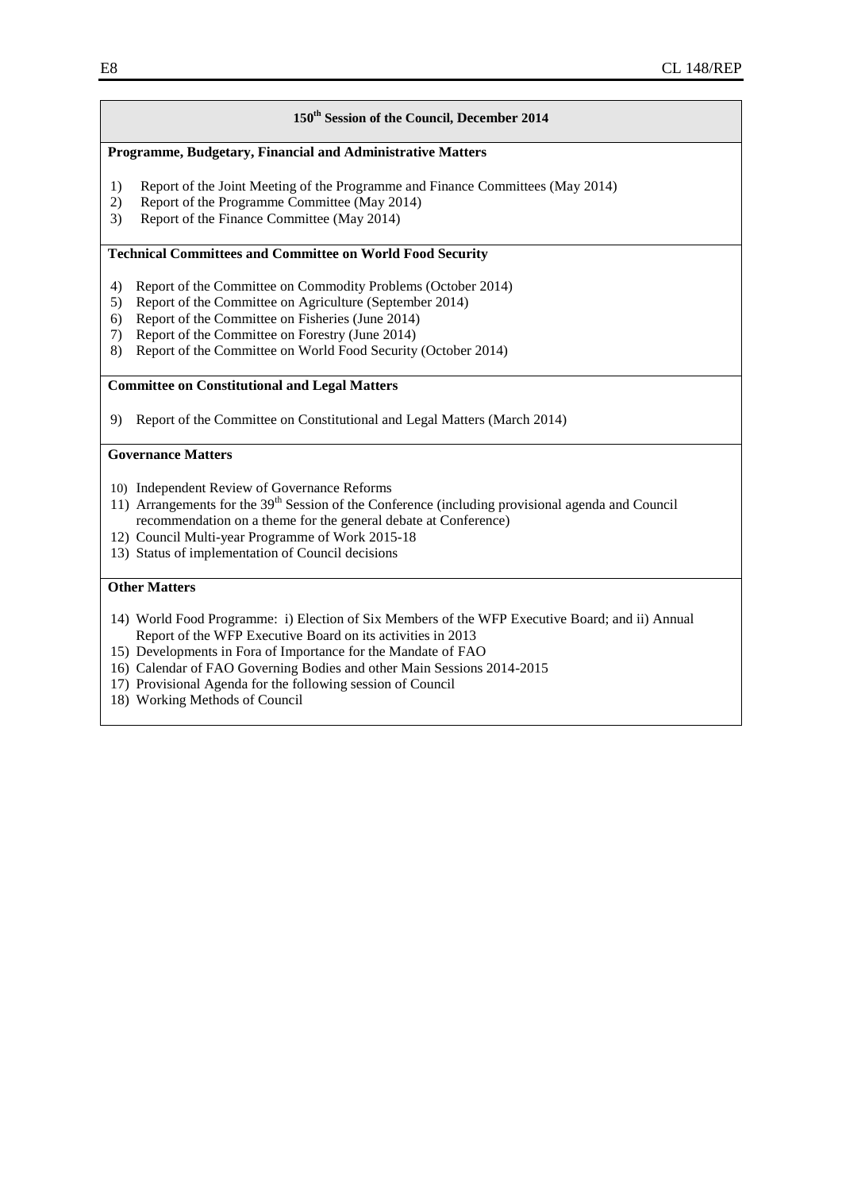**150th Session of the Council, December 2014**

**Programme, Budgetary, Financial and Administrative Matters**

1) Report of the Joint Meeting of the Programme and Finance Committees (May 2014)
2) Report of the Programme Committee (May 2014)
3) Report of the Finance Committee (May 2014)

**Technical Committees and Committee on World Food Security**

4) Report of the Committee on Commodity Problems (October 2014)
5) Report of the Committee on Agriculture (September 2014)
6) Report of the Committee on Fisheries (June 2014)
7) Report of the Committee on Forestry (June 2014)
8) Report of the Committee on World Food Security (October 2014)

**Committee on Constitutional and Legal Matters**

9) Report of the Committee on Constitutional and Legal Matters (March 2014)

**Governance Matters**

10) Independent Review of Governance Reforms
11) Arrangements for the 39th Session of the Conference (including provisional agenda and Council recommendation on a theme for the general debate at Conference)
12) Council Multi-year Programme of Work 2015-18
13) Status of implementation of Council decisions

**Other Matters**

14) World Food Programme: i) Election of Six Members of the WFP Executive Board; and ii) Annual Report of the WFP Executive Board on its activities in 2013
15) Developments in Fora of Importance for the Mandate of FAO
16) Calendar of FAO Governing Bodies and other Main Sessions 2014-2015
17) Provisional Agenda for the following session of Council
18) Working Methods of Council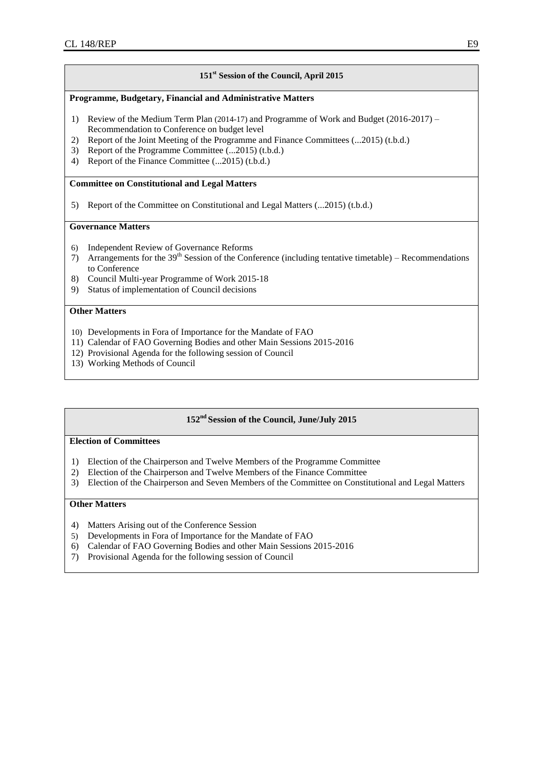## 151st Session of the Council, April 2015

**Programme, Budgetary, Financial and Administrative Matters**

1) Review of the Medium Term Plan (2014-17) and Programme of Work and Budget (2016-2017) – Recommendation to Conference on budget level
2) Report of the Joint Meeting of the Programme and Finance Committees (...2015) (t.b.d.)
3) Report of the Programme Committee (...2015) (t.b.d.)
4) Report of the Finance Committee (...2015) (t.b.d.)

**Committee on Constitutional and Legal Matters**

5) Report of the Committee on Constitutional and Legal Matters (...2015) (t.b.d.)

**Governance Matters**

6) Independent Review of Governance Reforms
7) Arrangements for the 39th Session of the Conference (including tentative timetable) – Recommendations to Conference
8) Council Multi-year Programme of Work 2015-18
9) Status of implementation of Council decisions

**Other Matters**

10) Developments in Fora of Importance for the Mandate of FAO
11) Calendar of FAO Governing Bodies and other Main Sessions 2015-2016
12) Provisional Agenda for the following session of Council
13) Working Methods of Council

## 152nd Session of the Council, June/July 2015

**Election of Committees**

1) Election of the Chairperson and Twelve Members of the Programme Committee
2) Election of the Chairperson and Twelve Members of the Finance Committee
3) Election of the Chairperson and Seven Members of the Committee on Constitutional and Legal Matters

**Other Matters**

4) Matters Arising out of the Conference Session
5) Developments in Fora of Importance for the Mandate of FAO
6) Calendar of FAO Governing Bodies and other Main Sessions 2015-2016
7) Provisional Agenda for the following session of Council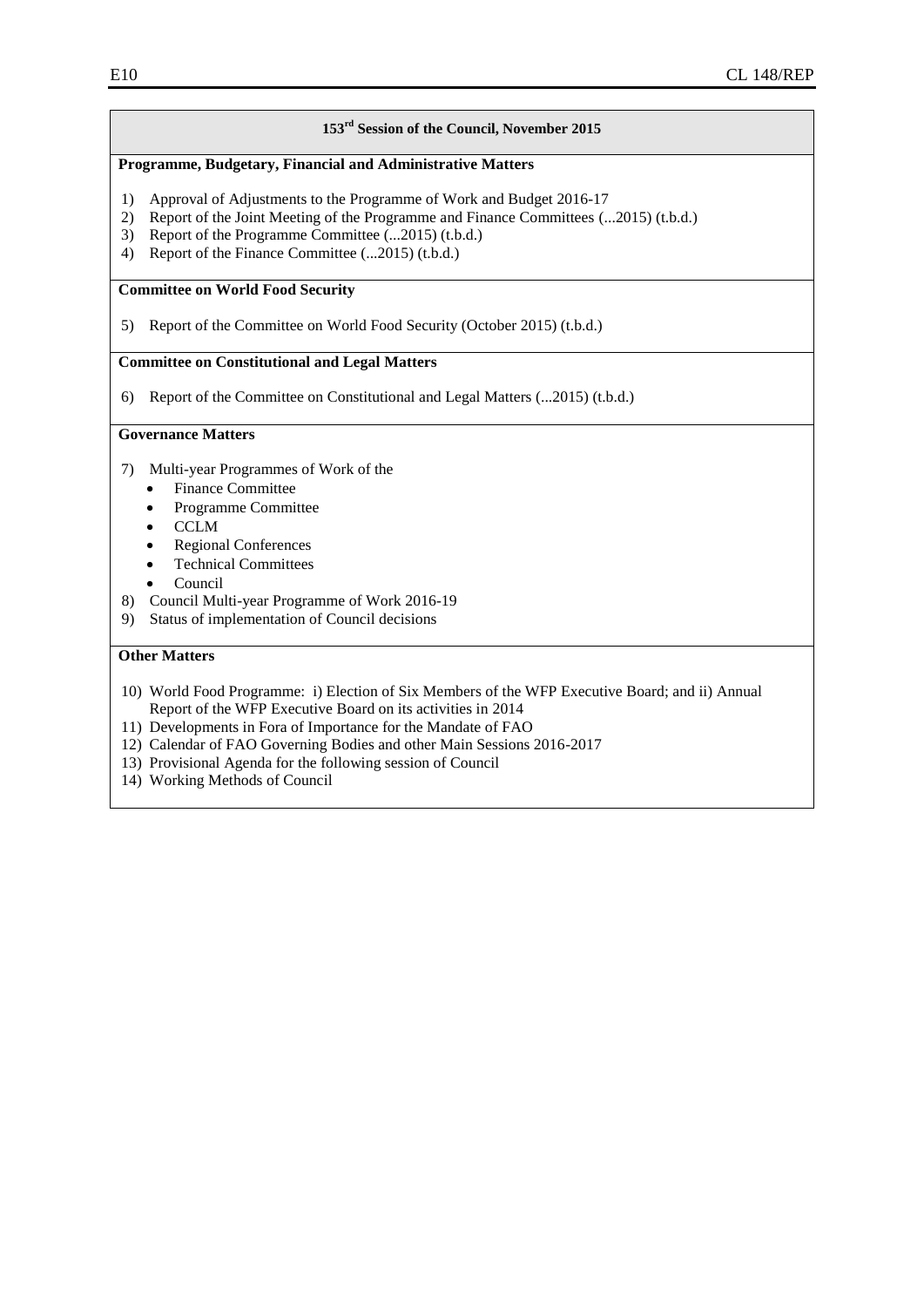## 153rd Session of the Council, November 2015

**Programme, Budgetary, Financial and Administrative Matters**

1) Approval of Adjustments to the Programme of Work and Budget 2016-17
2) Report of the Joint Meeting of the Programme and Finance Committees (...2015) (t.b.d.)
3) Report of the Programme Committee (...2015) (t.b.d.)
4) Report of the Finance Committee (...2015) (t.b.d.)

**Committee on World Food Security**

5) Report of the Committee on World Food Security (October 2015) (t.b.d.)

**Committee on Constitutional and Legal Matters**

6) Report of the Committee on Constitutional and Legal Matters (...2015) (t.b.d.)

**Governance Matters**

7) Multi-year Programmes of Work of the
   - Finance Committee
   - Programme Committee
   - CCLM
   - Regional Conferences
   - Technical Committees
   - Council
8) Council Multi-year Programme of Work 2016-19
9) Status of implementation of Council decisions

**Other Matters**

10) World Food Programme: i) Election of Six Members of the WFP Executive Board; and ii) Annual Report of the WFP Executive Board on its activities in 2014
11) Developments in Fora of Importance for the Mandate of FAO
12) Calendar of FAO Governing Bodies and other Main Sessions 2016-2017
13) Provisional Agenda for the following session of Council
14) Working Methods of Council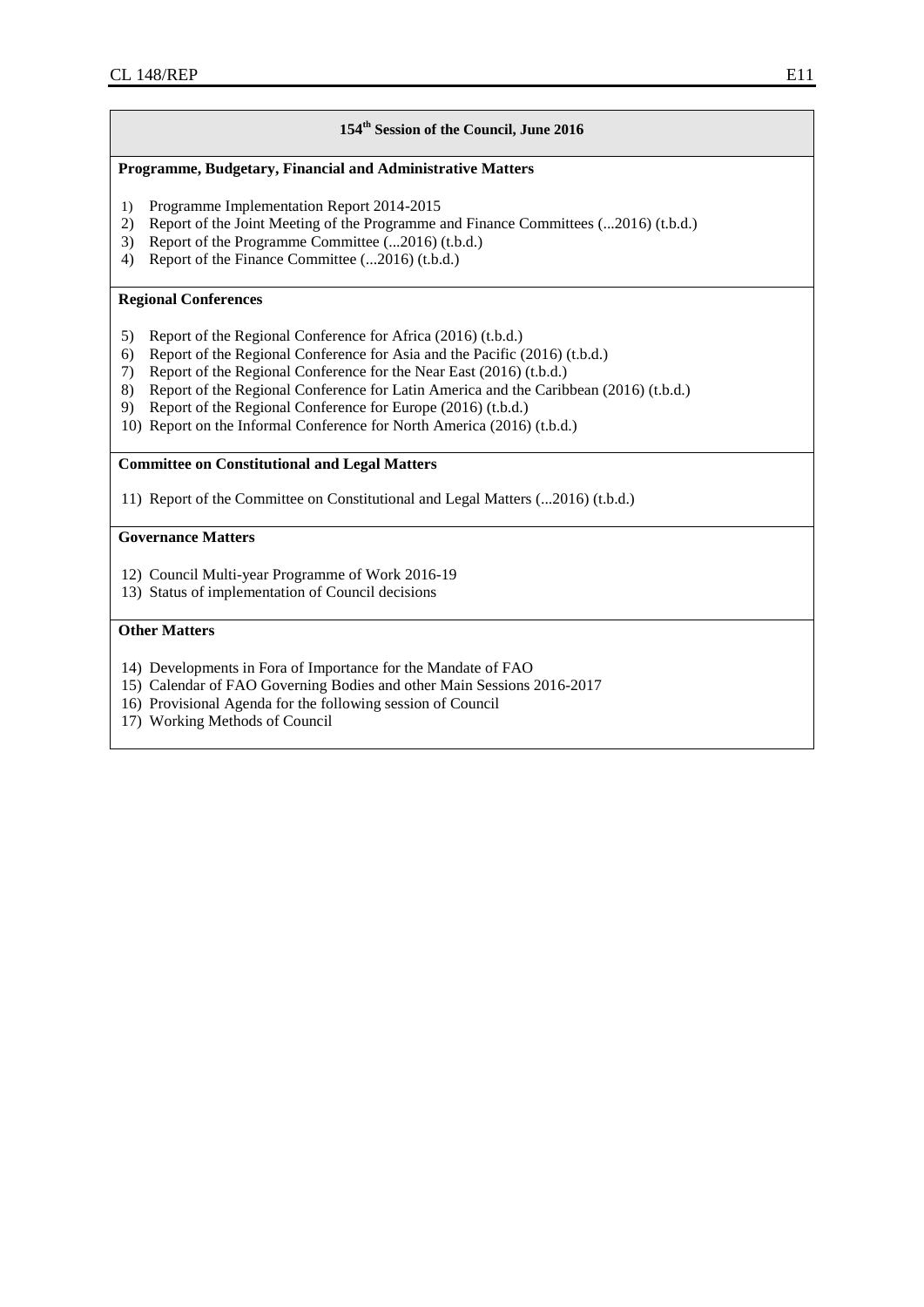**154th Session of the Council, June 2016**

**Programme, Budgetary, Financial and Administrative Matters**

1) Programme Implementation Report 2014-2015
2) Report of the Joint Meeting of the Programme and Finance Committees (...2016) (t.b.d.)
3) Report of the Programme Committee (...2016) (t.b.d.)
4) Report of the Finance Committee (...2016) (t.b.d.)

**Regional Conferences**

5) Report of the Regional Conference for Africa (2016) (t.b.d.)
6) Report of the Regional Conference for Asia and the Pacific (2016) (t.b.d.)
7) Report of the Regional Conference for the Near East (2016) (t.b.d.)
8) Report of the Regional Conference for Latin America and the Caribbean (2016) (t.b.d.)
9) Report of the Regional Conference for Europe (2016) (t.b.d.)
10) Report on the Informal Conference for North America (2016) (t.b.d.)

**Committee on Constitutional and Legal Matters**

11) Report of the Committee on Constitutional and Legal Matters (...2016) (t.b.d.)

**Governance Matters**

12) Council Multi-year Programme of Work 2016-19
13) Status of implementation of Council decisions

**Other Matters**

14) Developments in Fora of Importance for the Mandate of FAO
15) Calendar of FAO Governing Bodies and other Main Sessions 2016-2017
16) Provisional Agenda for the following session of Council
17) Working Methods of Council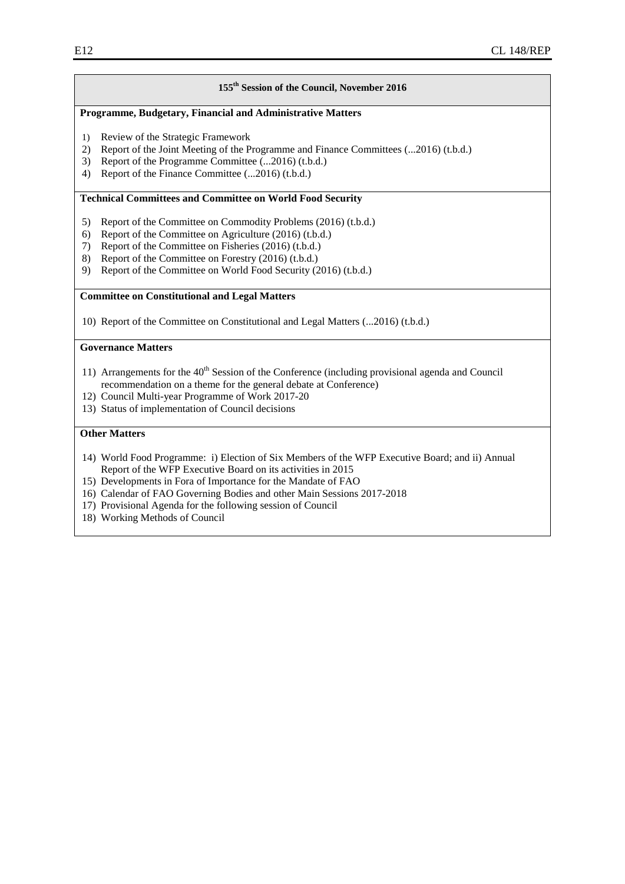**155th Session of the Council, November 2016**

**Programme, Budgetary, Financial and Administrative Matters**

1) Review of the Strategic Framework
2) Report of the Joint Meeting of the Programme and Finance Committees (...2016) (t.b.d.)
3) Report of the Programme Committee (...2016) (t.b.d.)
4) Report of the Finance Committee (...2016) (t.b.d.)

**Technical Committees and Committee on World Food Security**

5) Report of the Committee on Commodity Problems (2016) (t.b.d.)
6) Report of the Committee on Agriculture (2016) (t.b.d.)
7) Report of the Committee on Fisheries (2016) (t.b.d.)
8) Report of the Committee on Forestry (2016) (t.b.d.)
9) Report of the Committee on World Food Security (2016) (t.b.d.)

**Committee on Constitutional and Legal Matters**

10) Report of the Committee on Constitutional and Legal Matters (...2016) (t.b.d.)

**Governance Matters**

11) Arrangements for the 40th Session of the Conference (including provisional agenda and Council recommendation on a theme for the general debate at Conference)
12) Council Multi-year Programme of Work 2017-20
13) Status of implementation of Council decisions

**Other Matters**

14) World Food Programme: i) Election of Six Members of the WFP Executive Board; and ii) Annual Report of the WFP Executive Board on its activities in 2015
15) Developments in Fora of Importance for the Mandate of FAO
16) Calendar of FAO Governing Bodies and other Main Sessions 2017-2018
17) Provisional Agenda for the following session of Council
18) Working Methods of Council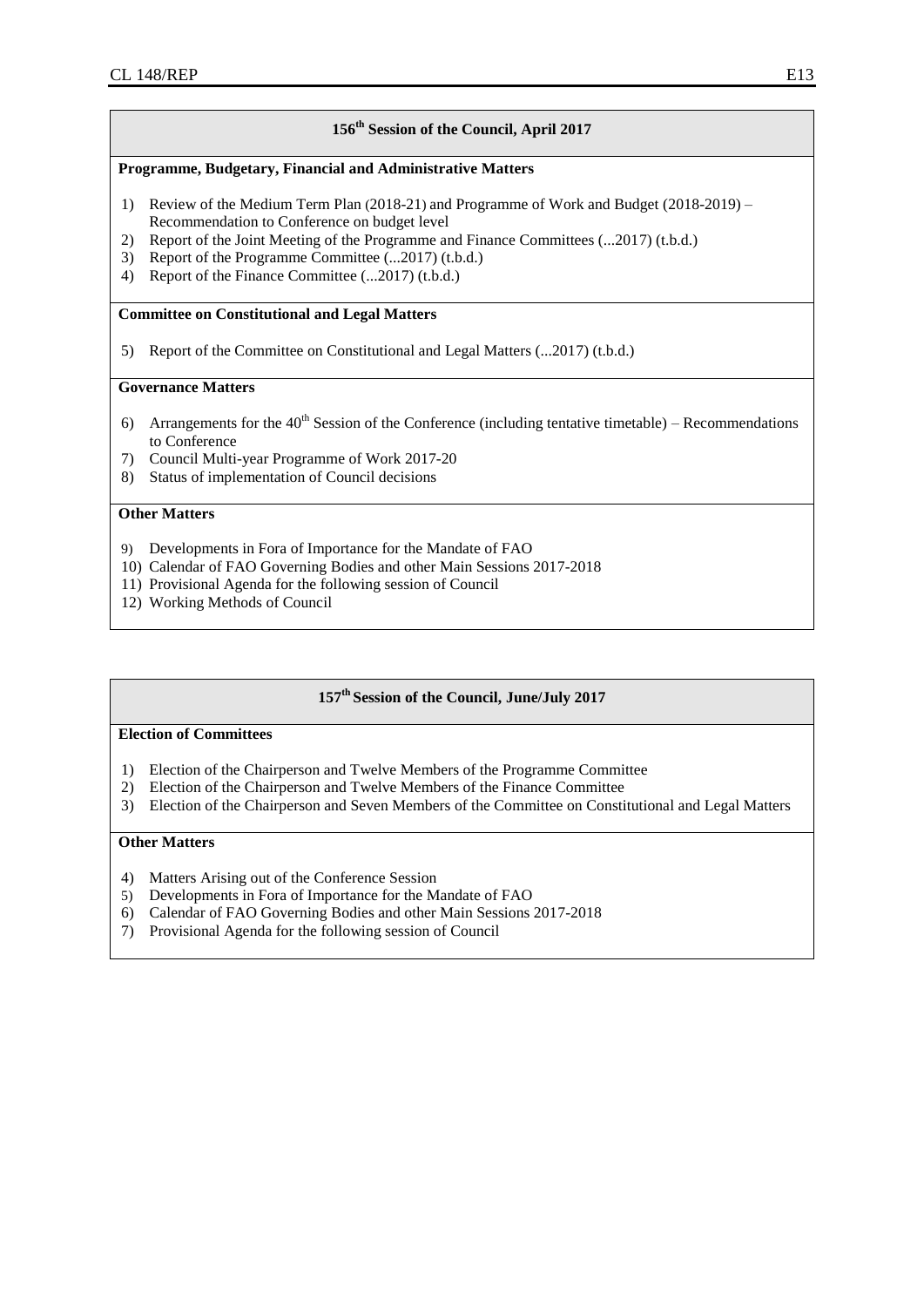## 156th Session of the Council, April 2017

**Programme, Budgetary, Financial and Administrative Matters**

1) Review of the Medium Term Plan (2018-21) and Programme of Work and Budget (2018-2019) – Recommendation to Conference on budget level
2) Report of the Joint Meeting of the Programme and Finance Committees (...2017) (t.b.d.)
3) Report of the Programme Committee (...2017) (t.b.d.)
4) Report of the Finance Committee (...2017) (t.b.d.)

**Committee on Constitutional and Legal Matters**

5) Report of the Committee on Constitutional and Legal Matters (...2017) (t.b.d.)

**Governance Matters**

6) Arrangements for the 40th Session of the Conference (including tentative timetable) – Recommendations to Conference
7) Council Multi-year Programme of Work 2017-20
8) Status of implementation of Council decisions

**Other Matters**

9) Developments in Fora of Importance for the Mandate of FAO
10) Calendar of FAO Governing Bodies and other Main Sessions 2017-2018
11) Provisional Agenda for the following session of Council
12) Working Methods of Council

## 157th Session of the Council, June/July 2017

**Election of Committees**

1) Election of the Chairperson and Twelve Members of the Programme Committee
2) Election of the Chairperson and Twelve Members of the Finance Committee
3) Election of the Chairperson and Seven Members of the Committee on Constitutional and Legal Matters

**Other Matters**

4) Matters Arising out of the Conference Session
5) Developments in Fora of Importance for the Mandate of FAO
6) Calendar of FAO Governing Bodies and other Main Sessions 2017-2018
7) Provisional Agenda for the following session of Council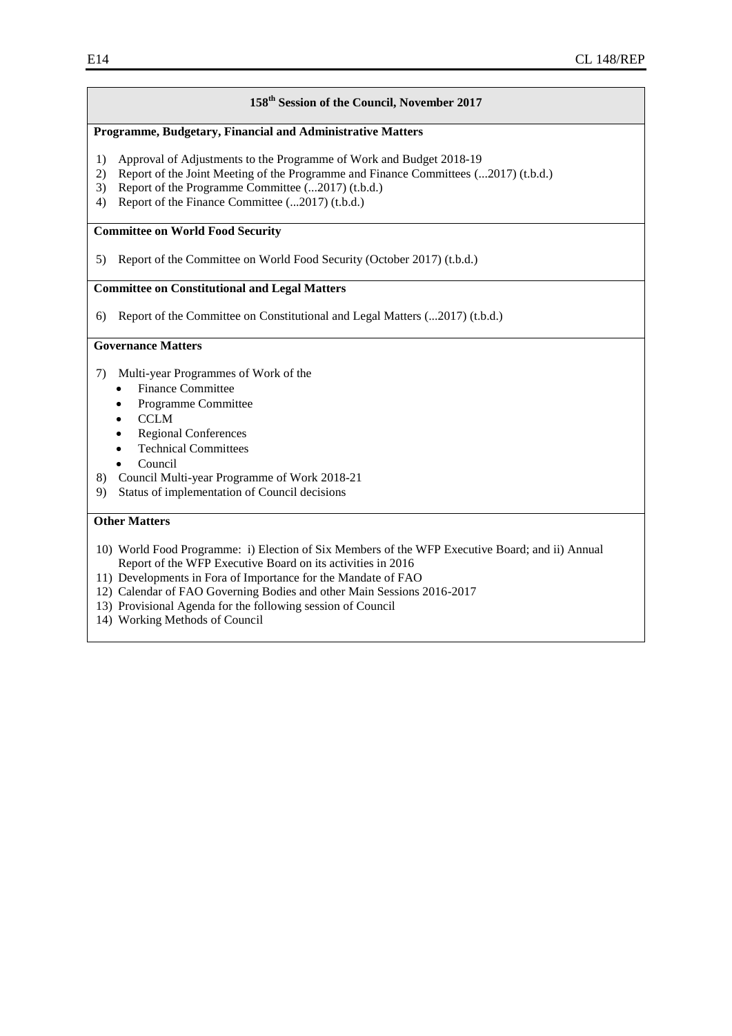## 158th Session of the Council, November 2017

**Programme, Budgetary, Financial and Administrative Matters**

1) Approval of Adjustments to the Programme of Work and Budget 2018-19
2) Report of the Joint Meeting of the Programme and Finance Committees (...2017) (t.b.d.)
3) Report of the Programme Committee (...2017) (t.b.d.)
4) Report of the Finance Committee (...2017) (t.b.d.)

**Committee on World Food Security**

5) Report of the Committee on World Food Security (October 2017) (t.b.d.)

**Committee on Constitutional and Legal Matters**

6) Report of the Committee on Constitutional and Legal Matters (...2017) (t.b.d.)

**Governance Matters**

7) Multi-year Programmes of Work of the
   - Finance Committee
   - Programme Committee
   - CCLM
   - Regional Conferences
   - Technical Committees
   - Council
8) Council Multi-year Programme of Work 2018-21
9) Status of implementation of Council decisions

**Other Matters**

10) World Food Programme: i) Election of Six Members of the WFP Executive Board; and ii) Annual Report of the WFP Executive Board on its activities in 2016
11) Developments in Fora of Importance for the Mandate of FAO
12) Calendar of FAO Governing Bodies and other Main Sessions 2016-2017
13) Provisional Agenda for the following session of Council
14) Working Methods of Council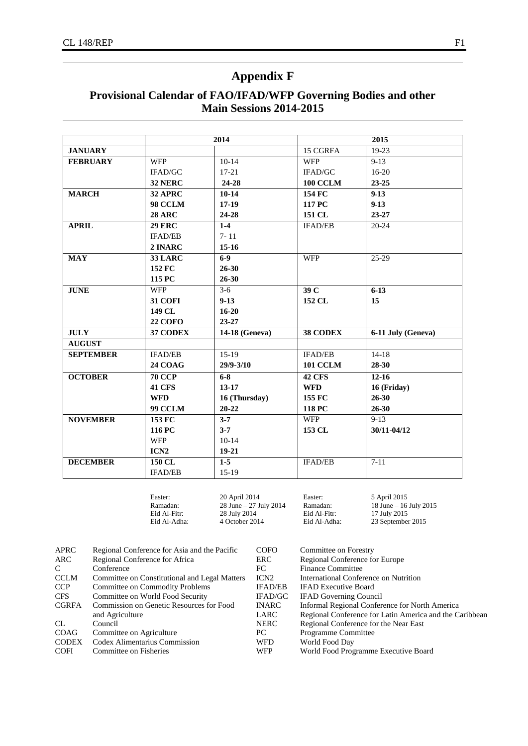# Appendix F

## Provisional Calendar of FAO/IFAD/WFP Governing Bodies and other Main Sessions 2014-2015

| | 2014 | | 2015 | |
|---|---|---|---|---|
| **JANUARY** | | | 15 CGRFA | 19-23 |
| **FEBRUARY** | WFP | 10-14 | WFP | 9-13 |
| | IFAD/GC | 17-21 | IFAD/GC | 16-20 |
| | **32 NERC** | **24-28** | **100 CCLM** | **23-25** |
| **MARCH** | **32 APRC** | **10-14** | **154 FC** | **9-13** |
| | **98 CCLM** | **17-19** | **117 PC** | **9-13** |
| | **28 ARC** | **24-28** | **151 CL** | **23-27** |
| **APRIL** | **29 ERC** | **1-4** | IFAD/EB | 20-24 |
| | IFAD/EB | 7- 11 | | |
| | **2 INARC** | **15-16** | | |
| **MAY** | **33 LARC** | **6-9** | WFP | 25-29 |
| | **152 FC** | **26-30** | | |
| | **115 PC** | **26-30** | | |
| **JUNE** | WFP | 3-6 | **39 C** | **6-13** |
| | **31 COFI** | **9-13** | **152 CL** | **15** |
| | **149 CL** | **16-20** | | |
| | **22 COFO** | **23-27** | | |
| **JULY** | **37 CODEX** | **14-18 (Geneva)** | **38 CODEX** | **6-11 July (Geneva)** |
| **AUGUST** | | | | |
| **SEPTEMBER** | IFAD/EB | 15-19 | IFAD/EB | 14-18 |
| | **24 COAG** | **29/9-3/10** | **101 CCLM** | **28-30** |
| **OCTOBER** | **70 CCP** | **6-8** | **42 CFS** | **12-16** |
| | **41 CFS** | **13-17** | **WFD** | **16 (Friday)** |
| | **WFD** | **16 (Thursday)** | **155 FC** | **26-30** |
| | **99 CCLM** | **20-22** | **118 PC** | **26-30** |
| **NOVEMBER** | **153 FC** | **3-7** | WFP | 9-13 |
| | **116 PC** | **3-7** | **153 CL** | **30/11-04/12** |
| | WFP | 10-14 | | |
| | **ICN2** | **19-21** | | |
| **DECEMBER** | **150 CL** | **1-5** | IFAD/EB | 7-11 |
| | IFAD/EB | 15-19 | | |

| | 2014 | | 2015 |
|---|---|---|---|
| Easter: | 20 April 2014 | Easter: | 5 April 2015 |
| Ramadan: | 28 June – 27 July 2014 | Ramadan: | 18 June – 16 July 2015 |
| Eid Al-Fitr: | 28 July 2014 | Eid Al-Fitr: | 17 July 2015 |
| Eid Al-Adha: | 4 October 2014 | Eid Al-Adha: | 23 September 2015 |

| | | | |
|---|---|---|---|
| APRC | Regional Conference for Asia and the Pacific | COFO | Committee on Forestry |
| ARC | Regional Conference for Africa | ERC | Regional Conference for Europe |
| C | Conference | FC | Finance Committee |
| CCLM | Committee on Constitutional and Legal Matters | ICN2 | International Conference on Nutrition |
| CCP | Committee on Commodity Problems | IFAD/EB | IFAD Executive Board |
| CFS | Committee on World Food Security | IFAD/GC | IFAD Governing Council |
| CGRFA | Commission on Genetic Resources for Food and Agriculture | INARC | Informal Regional Conference for North America |
| | | LARC | Regional Conference for Latin America and the Caribbean |
| CL | Council | NERC | Regional Conference for the Near East |
| COAG | Committee on Agriculture | PC | Programme Committee |
| CODEX | Codex Alimentarius Commission | WFD | World Food Day |
| COFI | Committee on Fisheries | WFP | World Food Programme Executive Board |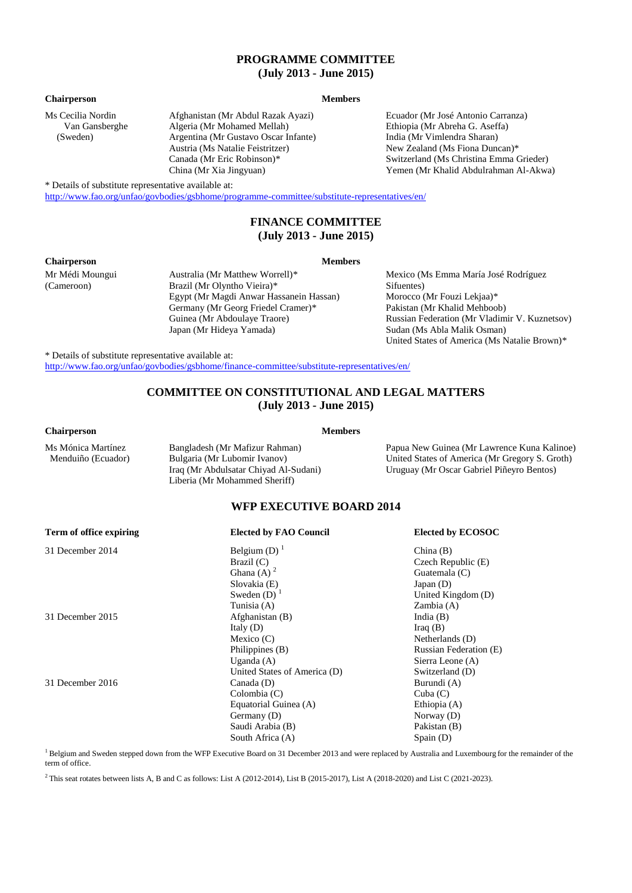## PROGRAMME COMMITTEE
## (July 2013 - June 2015)

**Chairperson**

Ms Cecilia Nordin Van Gansberghe (Sweden)

**Members**

- Afghanistan (Mr Abdul Razak Ayazi)
- Algeria (Mr Mohamed Mellah)
- Argentina (Mr Gustavo Oscar Infante)
- Austria (Ms Natalie Feistritzer)
- Canada (Mr Eric Robinson)*
- China (Mr Xia Jingyuan)
- Ecuador (Mr José Antonio Carranza)
- Ethiopia (Mr Abreha G. Aseffa)
- India (Mr Vimlendra Sharan)
- New Zealand (Ms Fiona Duncan)*
- Switzerland (Ms Christina Emma Grieder)
- Yemen (Mr Khalid Abdulrahman Al-Akwa)

* Details of substitute representative available at:
http://www.fao.org/unfao/govbodies/gsbhome/programme-committee/substitute-representatives/en/

## FINANCE COMMITTEE
## (July 2013 - June 2015)

**Chairperson**

Mr Médi Moungui (Cameroon)

**Members**

- Australia (Mr Matthew Worrell)*
- Brazil (Mr Olyntho Vieira)*
- Egypt (Mr Magdi Anwar Hassanein Hassan)
- Germany (Mr Georg Friedel Cramer)*
- Guinea (Mr Abdoulaye Traore)
- Japan (Mr Hideya Yamada)
- Mexico (Ms Emma María José Rodríguez Sifuentes)
- Morocco (Mr Fouzi Lekjaa)*
- Pakistan (Mr Khalid Mehboob)
- Russian Federation (Mr Vladimir V. Kuznetsov)
- Sudan (Ms Abla Malik Osman)
- United States of America (Ms Natalie Brown)*

* Details of substitute representative available at:
http://www.fao.org/unfao/govbodies/gsbhome/finance-committee/substitute-representatives/en/

## COMMITTEE ON CONSTITUTIONAL AND LEGAL MATTERS
## (July 2013 - June 2015)

**Chairperson**

Ms Mónica Martínez Menduiño (Ecuador)

**Members**

- Bangladesh (Mr Mafizur Rahman)
- Bulgaria (Mr Lubomir Ivanov)
- Iraq (Mr Abdulsatar Chiyad Al-Sudani)
- Liberia (Mr Mohammed Sheriff)
- Papua New Guinea (Mr Lawrence Kuna Kalinoe)
- United States of America (Mr Gregory S. Groth)
- Uruguay (Mr Oscar Gabriel Piñeyro Bentos)

## WFP EXECUTIVE BOARD 2014

| Term of office expiring | Elected by FAO Council | Elected by ECOSOC |
|---|---|---|
| 31 December 2014 | Belgium (D) [1] | China (B) |
| | Brazil (C) | Czech Republic (E) |
| | Ghana (A) [2] | Guatemala (C) |
| | Slovakia (E) | Japan (D) |
| | Sweden (D) [1] | United Kingdom (D) |
| | Tunisia (A) | Zambia (A) |
| 31 December 2015 | Afghanistan (B) | India (B) |
| | Italy (D) | Iraq (B) |
| | Mexico (C) | Netherlands (D) |
| | Philippines (B) | Russian Federation (E) |
| | Uganda (A) | Sierra Leone (A) |
| | United States of America (D) | Switzerland (D) |
| 31 December 2016 | Canada (D) | Burundi (A) |
| | Colombia (C) | Cuba (C) |
| | Equatorial Guinea (A) | Ethiopia (A) |
| | Germany (D) | Norway (D) |
| | Saudi Arabia (B) | Pakistan (B) |
| | South Africa (A) | Spain (D) |

[1] Belgium and Sweden stepped down from the WFP Executive Board on 31 December 2013 and were replaced by Australia and Luxembourg for the remainder of the term of office.

[2] This seat rotates between lists A, B and C as follows: List A (2012-2014), List B (2015-2017), List A (2018-2020) and List C (2021-2023).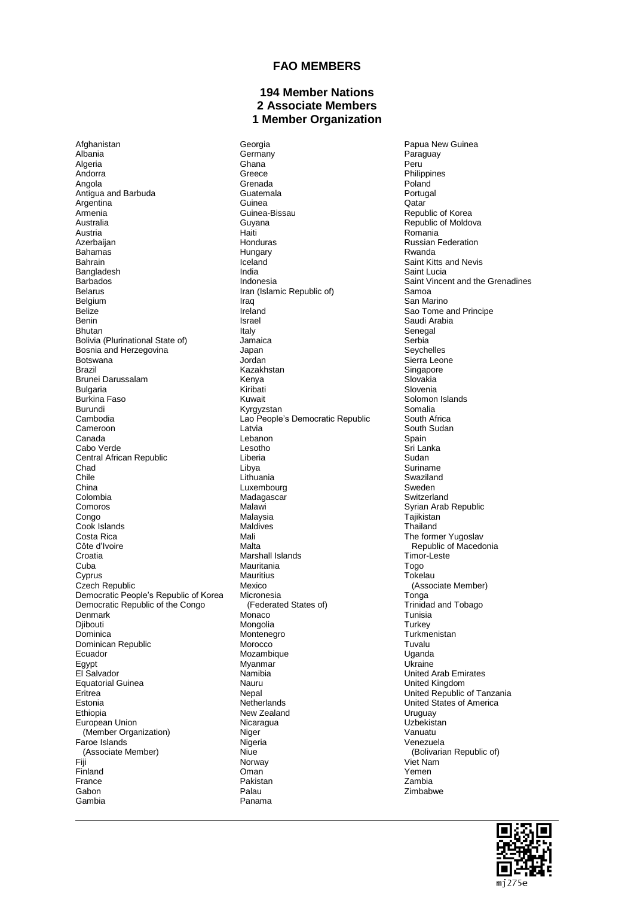# FAO MEMBERS

## 194 Member Nations
## 2 Associate Members
## 1 Member Organization

Afghanistan
Albania
Algeria
Andorra
Angola
Antigua and Barbuda
Argentina
Armenia
Australia
Austria
Azerbaijan
Bahamas
Bahrain
Bangladesh
Barbados
Belarus
Belgium
Belize
Benin
Bhutan
Bolivia (Plurinational State of)
Bosnia and Herzegovina
Botswana
Brazil
Brunei Darussalam
Bulgaria
Burkina Faso
Burundi
Cambodia
Cameroon
Canada
Cabo Verde
Central African Republic
Chad
Chile
China
Colombia
Comoros
Congo
Cook Islands
Costa Rica
Côte d'Ivoire
Croatia
Cuba
Cyprus
Czech Republic
Democratic People's Republic of Korea
Democratic Republic of the Congo
Denmark
Djibouti
Dominica
Dominican Republic
Ecuador
Egypt
El Salvador
Equatorial Guinea
Eritrea
Estonia
Ethiopia
European Union
(Member Organization)
Faroe Islands
(Associate Member)
Fiji
Finland
France
Gabon
Gambia
Georgia
Germany
Ghana
Greece
Grenada
Guatemala
Guinea
Guinea-Bissau
Guyana
Haiti
Honduras
Hungary
Iceland
India
Indonesia
Iran (Islamic Republic of)
Iraq
Ireland
Israel
Italy
Jamaica
Japan
Jordan
Kazakhstan
Kenya
Kiribati
Kuwait
Kyrgyzstan
Lao People's Democratic Republic
Latvia
Lebanon
Lesotho
Liberia
Libya
Lithuania
Luxembourg
Madagascar
Malawi
Malaysia
Maldives
Mali
Malta
Marshall Islands
Mauritania
Mauritius
Mexico
Micronesia
(Federated States of)
Monaco
Mongolia
Montenegro
Morocco
Mozambique
Myanmar
Namibia
Nauru
Nepal
Netherlands
New Zealand
Nicaragua
Niger
Nigeria
Niue
Norway
Oman
Pakistan
Palau
Panama
Papua New Guinea
Paraguay
Peru
Philippines
Poland
Portugal
Qatar
Republic of Korea
Republic of Moldova
Romania
Russian Federation
Rwanda
Saint Kitts and Nevis
Saint Lucia
Saint Vincent and the Grenadines
Samoa
San Marino
Sao Tome and Principe
Saudi Arabia
Senegal
Serbia
Seychelles
Sierra Leone
Singapore
Slovakia
Slovenia
Solomon Islands
Somalia
South Africa
South Sudan
Spain
Sri Lanka
Sudan
Suriname
Swaziland
Sweden
Switzerland
Syrian Arab Republic
Tajikistan
Thailand
The former Yugoslav
Republic of Macedonia
Timor-Leste
Togo
Tokelau
(Associate Member)
Tonga
Trinidad and Tobago
Tunisia
Turkey
Turkmenistan
Tuvalu
Uganda
Ukraine
United Arab Emirates
United Kingdom
United Republic of Tanzania
United States of America
Uruguay
Uzbekistan
Vanuatu
Venezuela
(Bolivarian Republic of)
Viet Nam
Yemen
Zambia
Zimbabwe

mj275e